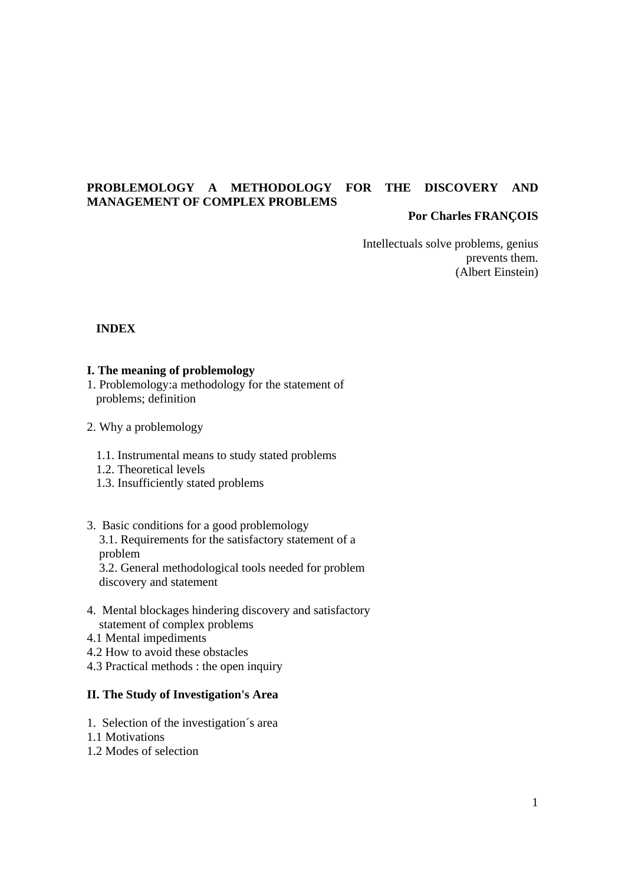**PROBLEMOLOGY A METHODOLOGY FOR THE DISCOVERY AND MANAGEMENT OF COMPLEX PROBLEMS**

**Por Charles FRANÇOIS**

Intellectuals solve problems, genius prevents them.
(Albert Einstein)

**INDEX**

**I. The meaning of problemology**

1. Problemology:a methodology for the statement of problems; definition

2. Why a problemology

   1.1. Instrumental means to study stated problems
   1.2. Theoretical levels
   1.3. Insufficiently stated problems

3. Basic conditions for a good problemology
   3.1. Requirements for the satisfactory statement of a problem
   3.2. General methodological tools needed for problem discovery and statement

4. Mental blockages hindering discovery and satisfactory statement of complex problems

4.1 Mental impediments
4.2 How to avoid these obstacles
4.3 Practical methods : the open inquiry

**II. The Study of Investigation's Area**

1. Selection of the investigation´s area

1.1 Motivations
1.2 Modes of selection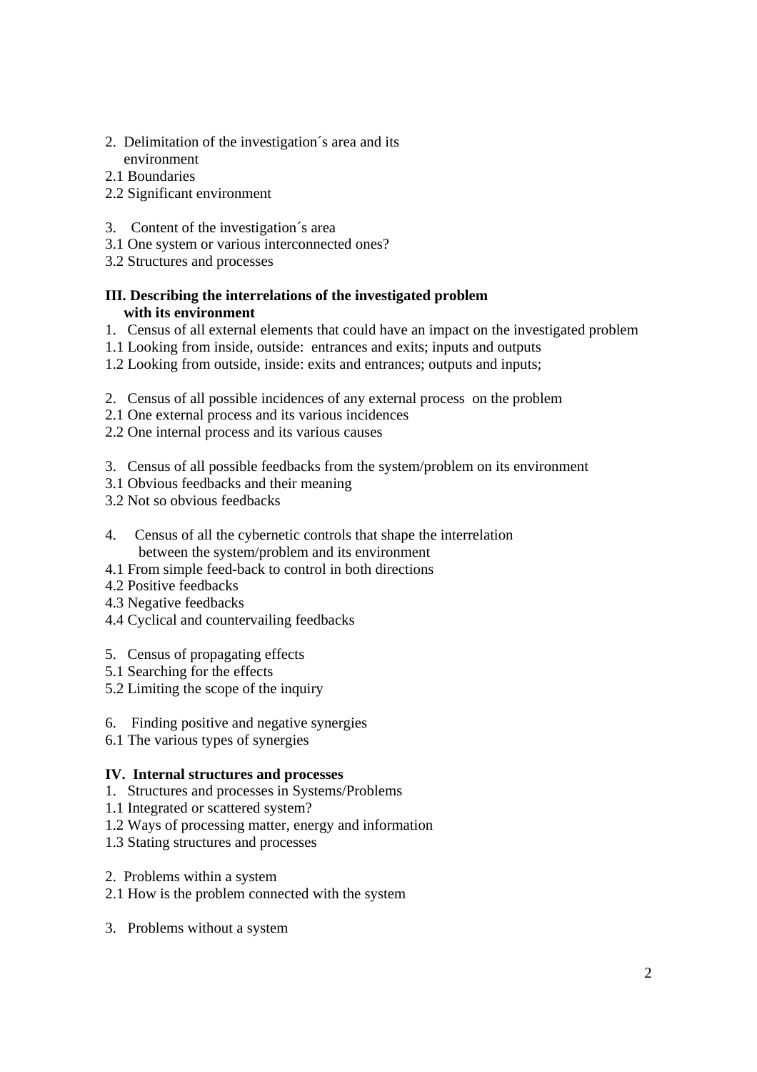2. Delimitation of the investigation´s area and its environment

2.1 Boundaries

2.2 Significant environment

3. Content of the investigation´s area

3.1 One system or various interconnected ones?

3.2 Structures and processes

**III. Describing the interrelations of the investigated problem with its environment**

1. Census of all external elements that could have an impact on the investigated problem

1.1 Looking from inside, outside: entrances and exits; inputs and outputs

1.2 Looking from outside, inside: exits and entrances; outputs and inputs;

2. Census of all possible incidences of any external process on the problem

2.1 One external process and its various incidences

2.2 One internal process and its various causes

3. Census of all possible feedbacks from the system/problem on its environment

3.1 Obvious feedbacks and their meaning

3.2 Not so obvious feedbacks

4. Census of all the cybernetic controls that shape the interrelation between the system/problem and its environment

4.1 From simple feed-back to control in both directions

4.2 Positive feedbacks

4.3 Negative feedbacks

4.4 Cyclical and countervailing feedbacks

5. Census of propagating effects

5.1 Searching for the effects

5.2 Limiting the scope of the inquiry

6. Finding positive and negative synergies

6.1 The various types of synergies

**IV. Internal structures and processes**

1. Structures and processes in Systems/Problems

1.1 Integrated or scattered system?

1.2 Ways of processing matter, energy and information

1.3 Stating structures and processes

2. Problems within a system

2.1 How is the problem connected with the system

3. Problems without a system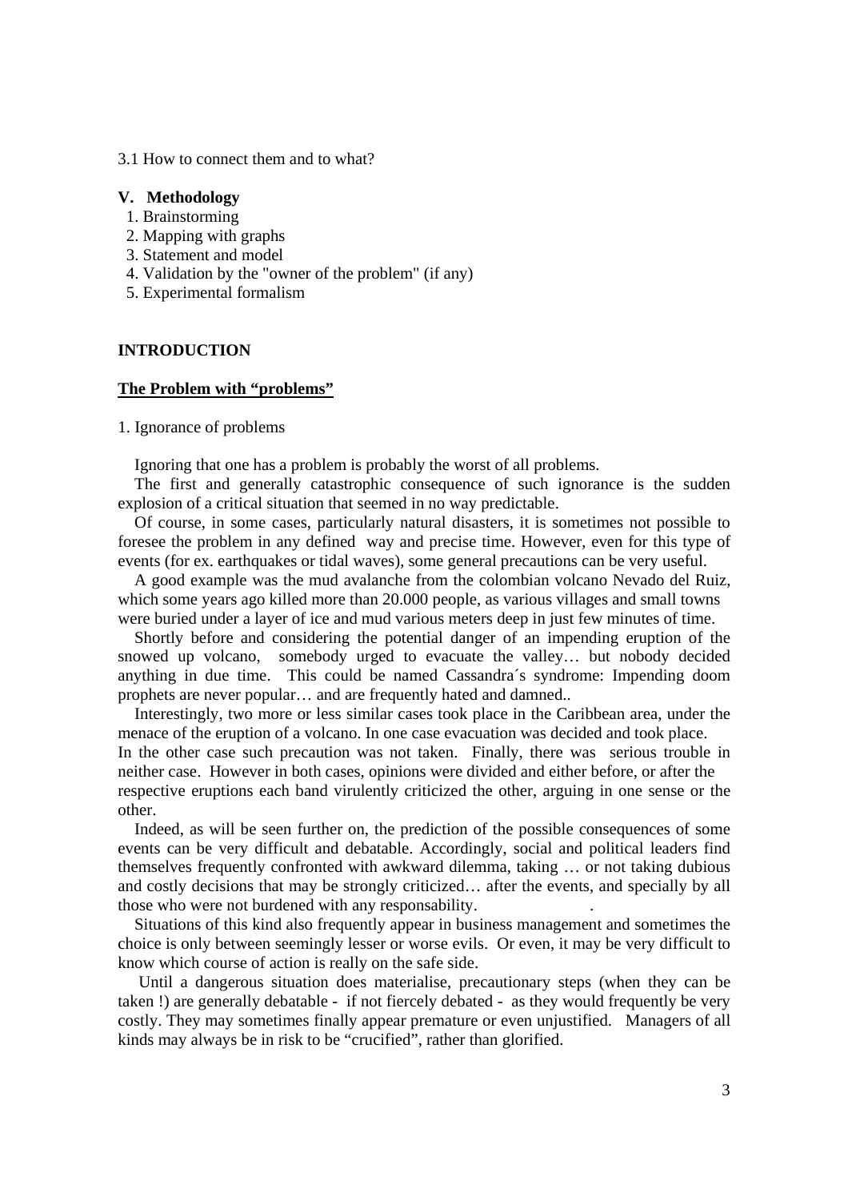3.1 How to connect them and to what?

**V. Methodology**

1. Brainstorming
2. Mapping with graphs
3. Statement and model
4. Validation by the "owner of the problem" (if any)
5. Experimental formalism

**INTRODUCTION**

**The Problem with "problems"**

1. Ignorance of problems

Ignoring that one has a problem is probably the worst of all problems.

The first and generally catastrophic consequence of such ignorance is the sudden explosion of a critical situation that seemed in no way predictable.

Of course, in some cases, particularly natural disasters, it is sometimes not possible to foresee the problem in any defined way and precise time. However, even for this type of events (for ex. earthquakes or tidal waves), some general precautions can be very useful.

A good example was the mud avalanche from the colombian volcano Nevado del Ruiz, which some years ago killed more than 20.000 people, as various villages and small towns were buried under a layer of ice and mud various meters deep in just few minutes of time.

Shortly before and considering the potential danger of an impending eruption of the snowed up volcano, somebody urged to evacuate the valley… but nobody decided anything in due time. This could be named Cassandra´s syndrome: Impending doom prophets are never popular… and are frequently hated and damned..

Interestingly, two more or less similar cases took place in the Caribbean area, under the menace of the eruption of a volcano. In one case evacuation was decided and took place. In the other case such precaution was not taken. Finally, there was serious trouble in neither case. However in both cases, opinions were divided and either before, or after the respective eruptions each band virulently criticized the other, arguing in one sense or the other.

Indeed, as will be seen further on, the prediction of the possible consequences of some events can be very difficult and debatable. Accordingly, social and political leaders find themselves frequently confronted with awkward dilemma, taking … or not taking dubious and costly decisions that may be strongly criticized… after the events, and specially by all those who were not burdened with any responsability.

Situations of this kind also frequently appear in business management and sometimes the choice is only between seemingly lesser or worse evils. Or even, it may be very difficult to know which course of action is really on the safe side.

Until a dangerous situation does materialise, precautionary steps (when they can be taken !) are generally debatable - if not fiercely debated - as they would frequently be very costly. They may sometimes finally appear premature or even unjustified. Managers of all kinds may always be in risk to be "crucified", rather than glorified.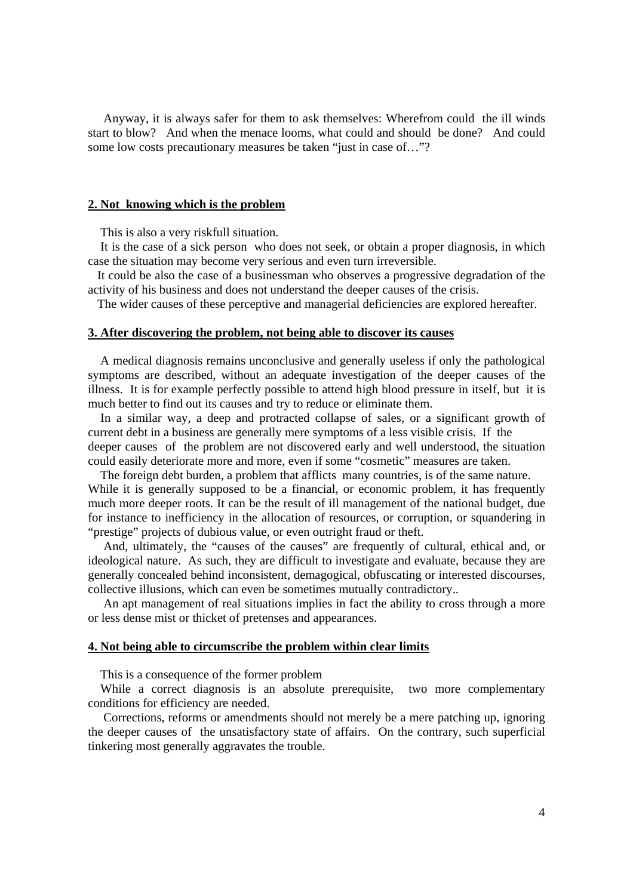Anyway, it is always safer for them to ask themselves: Wherefrom could the ill winds start to blow? And when the menace looms, what could and should be done? And could some low costs precautionary measures be taken "just in case of…"?

## 2. Not knowing which is the problem

This is also a very riskfull situation.

It is the case of a sick person who does not seek, or obtain a proper diagnosis, in which case the situation may become very serious and even turn irreversible.

It could be also the case of a businessman who observes a progressive degradation of the activity of his business and does not understand the deeper causes of the crisis.

The wider causes of these perceptive and managerial deficiencies are explored hereafter.

## 3. After discovering the problem, not being able to discover its causes

A medical diagnosis remains unconclusive and generally useless if only the pathological symptoms are described, without an adequate investigation of the deeper causes of the illness. It is for example perfectly possible to attend high blood pressure in itself, but it is much better to find out its causes and try to reduce or eliminate them.

In a similar way, a deep and protracted collapse of sales, or a significant growth of current debt in a business are generally mere symptoms of a less visible crisis. If the deeper causes of the problem are not discovered early and well understood, the situation could easily deteriorate more and more, even if some "cosmetic" measures are taken.

The foreign debt burden, a problem that afflicts many countries, is of the same nature. While it is generally supposed to be a financial, or economic problem, it has frequently much more deeper roots. It can be the result of ill management of the national budget, due for instance to inefficiency in the allocation of resources, or corruption, or squandering in "prestige" projects of dubious value, or even outright fraud or theft.

And, ultimately, the "causes of the causes" are frequently of cultural, ethical and, or ideological nature. As such, they are difficult to investigate and evaluate, because they are generally concealed behind inconsistent, demagogical, obfuscating or interested discourses, collective illusions, which can even be sometimes mutually contradictory..

An apt management of real situations implies in fact the ability to cross through a more or less dense mist or thicket of pretenses and appearances.

## 4. Not being able to circumscribe the problem within clear limits

This is a consequence of the former problem

While a correct diagnosis is an absolute prerequisite, two more complementary conditions for efficiency are needed.

Corrections, reforms or amendments should not merely be a mere patching up, ignoring the deeper causes of the unsatisfactory state of affairs. On the contrary, such superficial tinkering most generally aggravates the trouble.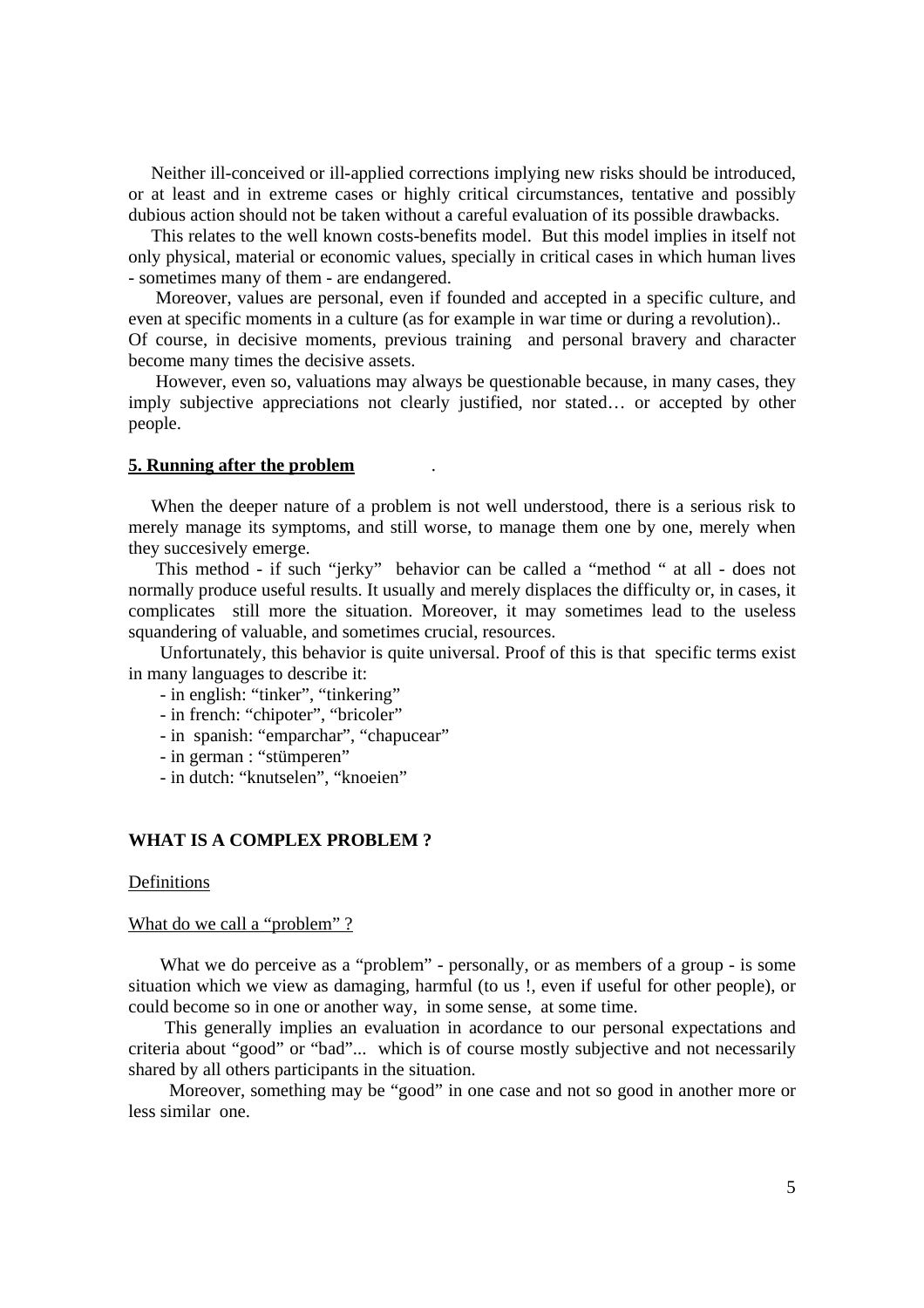Neither ill-conceived or ill-applied corrections implying new risks should be introduced, or at least and in extreme cases or highly critical circumstances, tentative and possibly dubious action should not be taken without a careful evaluation of its possible drawbacks.

This relates to the well known costs-benefits model. But this model implies in itself not only physical, material or economic values, specially in critical cases in which human lives - sometimes many of them - are endangered.

Moreover, values are personal, even if founded and accepted in a specific culture, and even at specific moments in a culture (as for example in war time or during a revolution).. Of course, in decisive moments, previous training and personal bravery and character become many times the decisive assets.

However, even so, valuations may always be questionable because, in many cases, they imply subjective appreciations not clearly justified, nor stated… or accepted by other people.

**5. Running after the problem** .

When the deeper nature of a problem is not well understood, there is a serious risk to merely manage its symptoms, and still worse, to manage them one by one, merely when they succesively emerge.

This method - if such "jerky" behavior can be called a "method " at all - does not normally produce useful results. It usually and merely displaces the difficulty or, in cases, it complicates still more the situation. Moreover, it may sometimes lead to the useless squandering of valuable, and sometimes crucial, resources.

Unfortunately, this behavior is quite universal. Proof of this is that specific terms exist in many languages to describe it:

- in english: "tinker", "tinkering"
- in french: "chipoter", "bricoler"
- in spanish: "emparchar", "chapucear"
- in german : "stümperen"
- in dutch: "knutselen", "knoeien"

**WHAT IS A COMPLEX PROBLEM ?**

Definitions

What do we call a "problem" ?

What we do perceive as a "problem" - personally, or as members of a group - is some situation which we view as damaging, harmful (to us !, even if useful for other people), or could become so in one or another way, in some sense, at some time.

This generally implies an evaluation in acordance to our personal expectations and criteria about "good" or "bad"... which is of course mostly subjective and not necessarily shared by all others participants in the situation.

Moreover, something may be "good" in one case and not so good in another more or less similar one.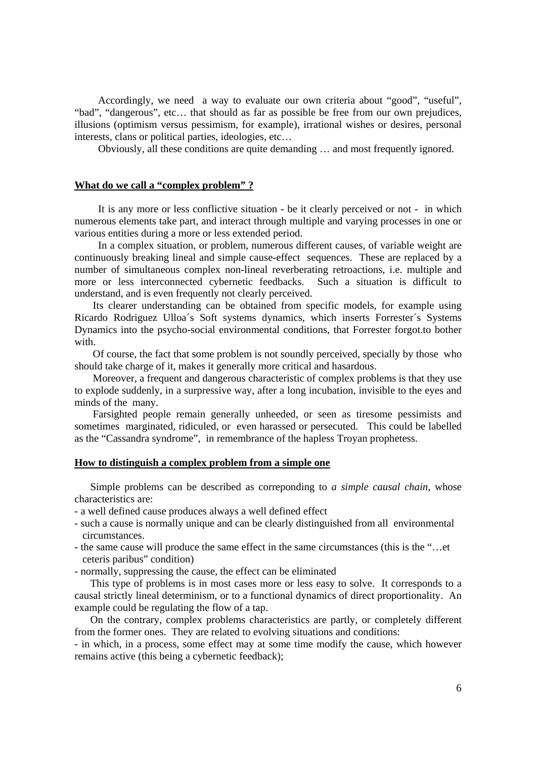Accordingly, we need a way to evaluate our own criteria about "good", "useful", "bad", "dangerous", etc… that should as far as possible be free from our own prejudices, illusions (optimism versus pessimism, for example), irrational wishes or desires, personal interests, clans or political parties, ideologies, etc…

Obviously, all these conditions are quite demanding … and most frequently ignored.

## What do we call a "complex problem" ?

It is any more or less conflictive situation - be it clearly perceived or not - in which numerous elements take part, and interact through multiple and varying processes in one or various entities during a more or less extended period.

In a complex situation, or problem, numerous different causes, of variable weight are continuously breaking lineal and simple cause-effect sequences. These are replaced by a number of simultaneous complex non-lineal reverberating retroactions, i.e. multiple and more or less interconnected cybernetic feedbacks. Such a situation is difficult to understand, and is even frequently not clearly perceived.

Its clearer understanding can be obtained from specific models, for example using Ricardo Rodriguez Ulloa´s Soft systems dynamics, which inserts Forrester´s Systems Dynamics into the psycho-social environmental conditions, that Forrester forgot.to bother with.

Of course, the fact that some problem is not soundly perceived, specially by those who should take charge of it, makes it generally more critical and hasardous.

Moreover, a frequent and dangerous characteristic of complex problems is that they use to explode suddenly, in a surpressive way, after a long incubation, invisible to the eyes and minds of the many.

Farsighted people remain generally unheeded, or seen as tiresome pessimists and sometimes marginated, ridiculed, or even harassed or persecuted. This could be labelled as the "Cassandra syndrome", in remembrance of the hapless Troyan prophetess.

## How to distinguish a complex problem from a simple one

Simple problems can be described as correponding to *a simple causal chain*, whose characteristics are:

- a well defined cause produces always a well defined effect
- such a cause is normally unique and can be clearly distinguished from all environmental circumstances.
- the same cause will produce the same effect in the same circumstances (this is the "…et ceteris paribus" condition)
- normally, suppressing the cause, the effect can be eliminated

This type of problems is in most cases more or less easy to solve. It corresponds to a causal strictly lineal determinism, or to a functional dynamics of direct proportionality. An example could be regulating the flow of a tap.

On the contrary, complex problems characteristics are partly, or completely different from the former ones. They are related to evolving situations and conditions:

- in which, in a process, some effect may at some time modify the cause, which however remains active (this being a cybernetic feedback);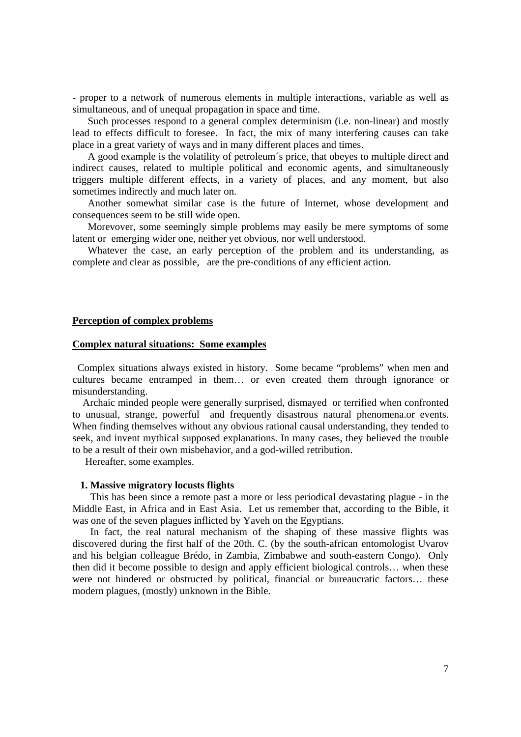- proper to a network of numerous elements in multiple interactions, variable as well as simultaneous, and of unequal propagation in space and time.

Such processes respond to a general complex determinism (i.e. non-linear) and mostly lead to effects difficult to foresee. In fact, the mix of many interfering causes can take place in a great variety of ways and in many different places and times.

A good example is the volatility of petroleum´s price, that obeyes to multiple direct and indirect causes, related to multiple political and economic agents, and simultaneously triggers multiple different effects, in a variety of places, and any moment, but also sometimes indirectly and much later on.

Another somewhat similar case is the future of Internet, whose development and consequences seem to be still wide open.

Morevover, some seemingly simple problems may easily be mere symptoms of some latent or emerging wider one, neither yet obvious, nor well understood.

Whatever the case, an early perception of the problem and its understanding, as complete and clear as possible, are the pre-conditions of any efficient action.

## Perception of complex problems

### Complex natural situations: Some examples

Complex situations always existed in history. Some became "problems" when men and cultures became entramped in them… or even created them through ignorance or misunderstanding.

Archaic minded people were generally surprised, dismayed or terrified when confronted to unusual, strange, powerful and frequently disastrous natural phenomena.or events. When finding themselves without any obvious rational causal understanding, they tended to seek, and invent mythical supposed explanations. In many cases, they believed the trouble to be a result of their own misbehavior, and a god-willed retribution.

Hereafter, some examples.

#### 1. Massive migratory locusts flights

This has been since a remote past a more or less periodical devastating plague - in the Middle East, in Africa and in East Asia. Let us remember that, according to the Bible, it was one of the seven plagues inflicted by Yaveh on the Egyptians.

In fact, the real natural mechanism of the shaping of these massive flights was discovered during the first half of the 20th. C. (by the south-african entomologist Uvarov and his belgian colleague Brédo, in Zambia, Zimbabwe and south-eastern Congo). Only then did it become possible to design and apply efficient biological controls… when these were not hindered or obstructed by political, financial or bureaucratic factors… these modern plagues, (mostly) unknown in the Bible.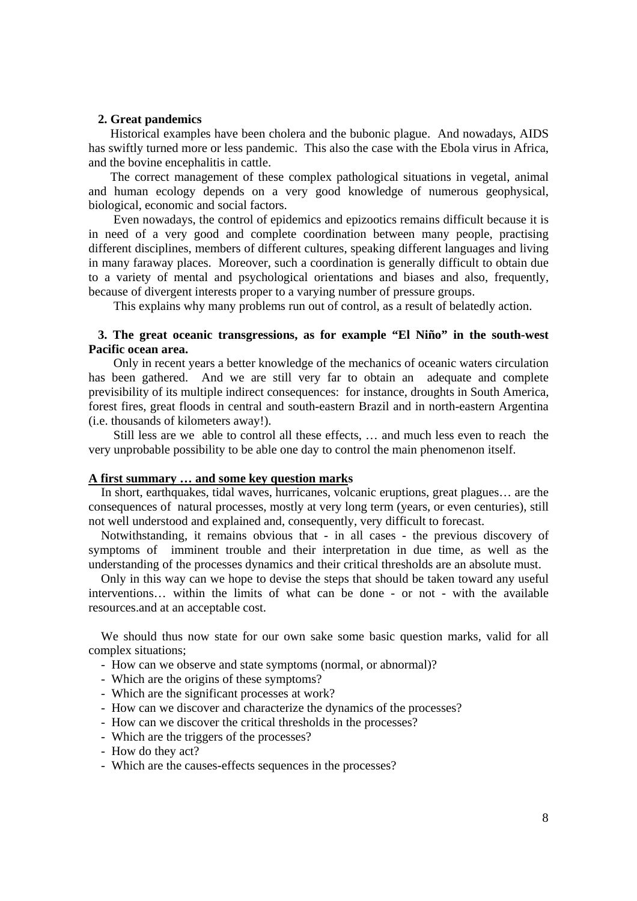**2. Great pandemics**

Historical examples have been cholera and the bubonic plague. And nowadays, AIDS has swiftly turned more or less pandemic. This also the case with the Ebola virus in Africa, and the bovine encephalitis in cattle.

The correct management of these complex pathological situations in vegetal, animal and human ecology depends on a very good knowledge of numerous geophysical, biological, economic and social factors.

Even nowadays, the control of epidemics and epizootics remains difficult because it is in need of a very good and complete coordination between many people, practising different disciplines, members of different cultures, speaking different languages and living in many faraway places. Moreover, such a coordination is generally difficult to obtain due to a variety of mental and psychological orientations and biases and also, frequently, because of divergent interests proper to a varying number of pressure groups.

This explains why many problems run out of control, as a result of belatedly action.

**3. The great oceanic transgressions, as for example "El Niño" in the south-west Pacific ocean area.**

Only in recent years a better knowledge of the mechanics of oceanic waters circulation has been gathered. And we are still very far to obtain an adequate and complete previsibility of its multiple indirect consequences: for instance, droughts in South America, forest fires, great floods in central and south-eastern Brazil and in north-eastern Argentina (i.e. thousands of kilometers away!).

Still less are we able to control all these effects, … and much less even to reach the very unprobable possibility to be able one day to control the main phenomenon itself.

**<u>A first summary … and some key question marks</u>**

In short, earthquakes, tidal waves, hurricanes, volcanic eruptions, great plagues… are the consequences of natural processes, mostly at very long term (years, or even centuries), still not well understood and explained and, consequently, very difficult to forecast.

Notwithstanding, it remains obvious that - in all cases - the previous discovery of symptoms of imminent trouble and their interpretation in due time, as well as the understanding of the processes dynamics and their critical thresholds are an absolute must.

Only in this way can we hope to devise the steps that should be taken toward any useful interventions… within the limits of what can be done - or not - with the available resources.and at an acceptable cost.

We should thus now state for our own sake some basic question marks, valid for all complex situations;

- How can we observe and state symptoms (normal, or abnormal)?
- Which are the origins of these symptoms?
- Which are the significant processes at work?
- How can we discover and characterize the dynamics of the processes?
- How can we discover the critical thresholds in the processes?
- Which are the triggers of the processes?
- How do they act?
- Which are the causes-effects sequences in the processes?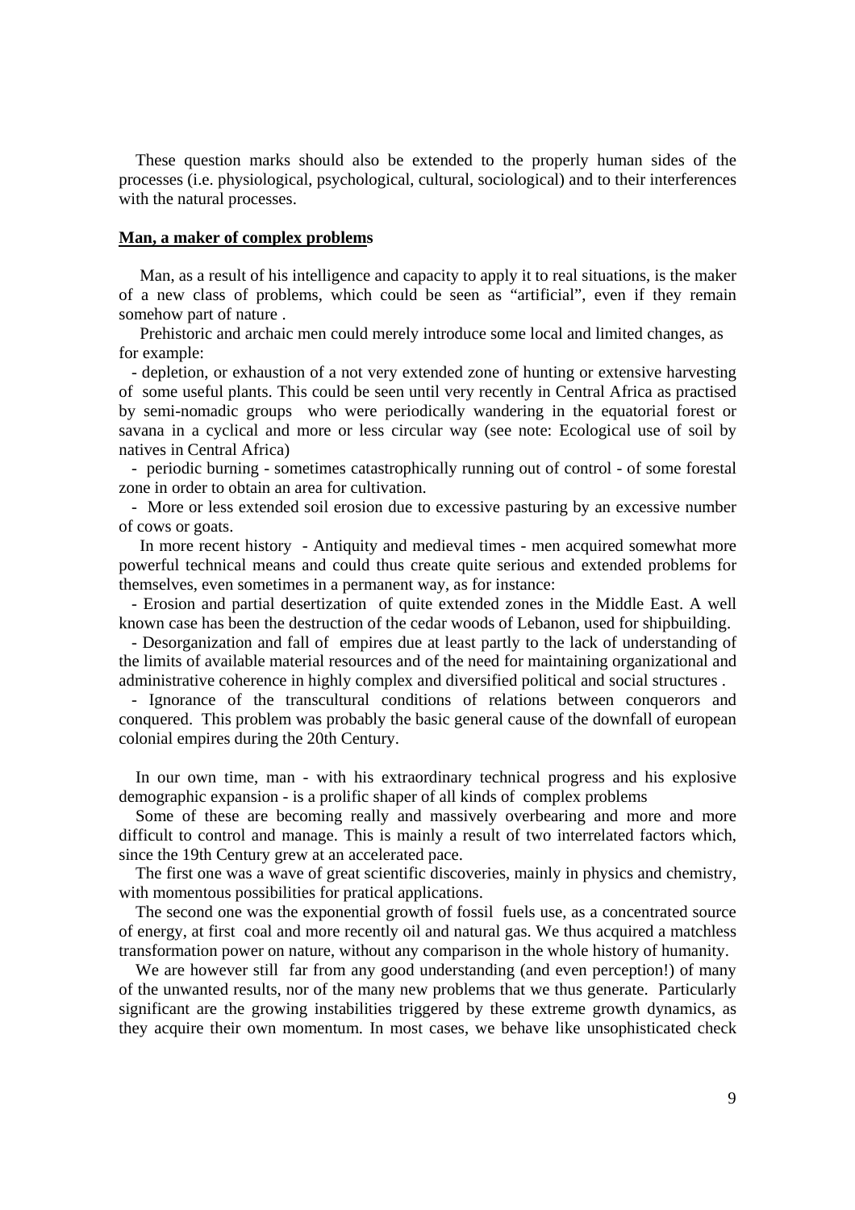These question marks should also be extended to the properly human sides of the processes (i.e. physiological, psychological, cultural, sociological) and to their interferences with the natural processes.

**Man, a maker of complex problems**

Man, as a result of his intelligence and capacity to apply it to real situations, is the maker of a new class of problems, which could be seen as "artificial", even if they remain somehow part of nature .

Prehistoric and archaic men could merely introduce some local and limited changes, as for example:

- depletion, or exhaustion of a not very extended zone of hunting or extensive harvesting of some useful plants. This could be seen until very recently in Central Africa as practised by semi-nomadic groups who were periodically wandering in the equatorial forest or savana in a cyclical and more or less circular way (see note: Ecological use of soil by natives in Central Africa)
- periodic burning - sometimes catastrophically running out of control - of some forestal zone in order to obtain an area for cultivation.
- More or less extended soil erosion due to excessive pasturing by an excessive number of cows or goats.

In more recent history - Antiquity and medieval times - men acquired somewhat more powerful technical means and could thus create quite serious and extended problems for themselves, even sometimes in a permanent way, as for instance:

- Erosion and partial desertization of quite extended zones in the Middle East. A well known case has been the destruction of the cedar woods of Lebanon, used for shipbuilding.
- Desorganization and fall of empires due at least partly to the lack of understanding of the limits of available material resources and of the need for maintaining organizational and administrative coherence in highly complex and diversified political and social structures .
- Ignorance of the transcultural conditions of relations between conquerors and conquered. This problem was probably the basic general cause of the downfall of european colonial empires during the 20th Century.

In our own time, man - with his extraordinary technical progress and his explosive demographic expansion - is a prolific shaper of all kinds of complex problems

Some of these are becoming really and massively overbearing and more and more difficult to control and manage. This is mainly a result of two interrelated factors which, since the 19th Century grew at an accelerated pace.

The first one was a wave of great scientific discoveries, mainly in physics and chemistry, with momentous possibilities for pratical applications.

The second one was the exponential growth of fossil fuels use, as a concentrated source of energy, at first coal and more recently oil and natural gas. We thus acquired a matchless transformation power on nature, without any comparison in the whole history of humanity.

We are however still far from any good understanding (and even perception!) of many of the unwanted results, nor of the many new problems that we thus generate. Particularly significant are the growing instabilities triggered by these extreme growth dynamics, as they acquire their own momentum. In most cases, we behave like unsophisticated check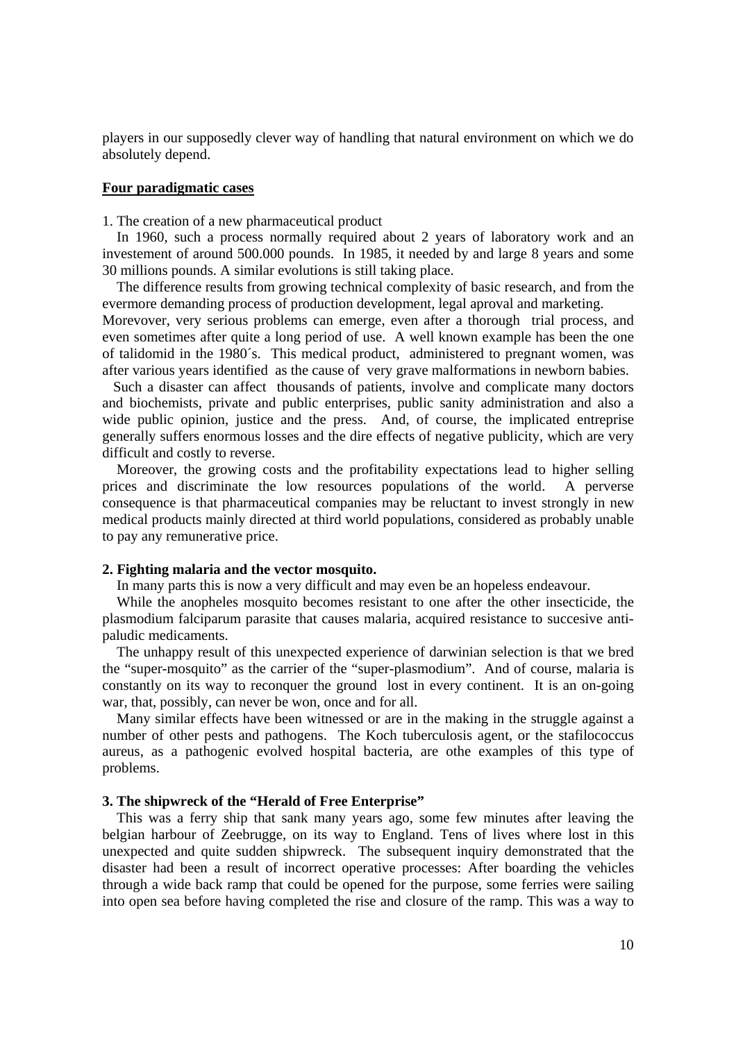players in our supposedly clever way of handling that natural environment on which we do absolutely depend.

**Four paradigmatic cases**

1. The creation of a new pharmaceutical product

In 1960, such a process normally required about 2 years of laboratory work and an investement of around 500.000 pounds. In 1985, it needed by and large 8 years and some 30 millions pounds. A similar evolutions is still taking place.

The difference results from growing technical complexity of basic research, and from the evermore demanding process of production development, legal aproval and marketing. Morevover, very serious problems can emerge, even after a thorough trial process, and even sometimes after quite a long period of use. A well known example has been the one of talidomid in the 1980´s. This medical product, administered to pregnant women, was after various years identified as the cause of very grave malformations in newborn babies.

Such a disaster can affect thousands of patients, involve and complicate many doctors and biochemists, private and public enterprises, public sanity administration and also a wide public opinion, justice and the press. And, of course, the implicated entreprise generally suffers enormous losses and the dire effects of negative publicity, which are very difficult and costly to reverse.

Moreover, the growing costs and the profitability expectations lead to higher selling prices and discriminate the low resources populations of the world. A perverse consequence is that pharmaceutical companies may be reluctant to invest strongly in new medical products mainly directed at third world populations, considered as probably unable to pay any remunerative price.

**2. Fighting malaria and the vector mosquito.**

In many parts this is now a very difficult and may even be an hopeless endeavour.

While the anopheles mosquito becomes resistant to one after the other insecticide, the plasmodium falciparum parasite that causes malaria, acquired resistance to succesive anti-paludic medicaments.

The unhappy result of this unexpected experience of darwinian selection is that we bred the "super-mosquito" as the carrier of the "super-plasmodium". And of course, malaria is constantly on its way to reconquer the ground lost in every continent. It is an on-going war, that, possibly, can never be won, once and for all.

Many similar effects have been witnessed or are in the making in the struggle against a number of other pests and pathogens. The Koch tuberculosis agent, or the stafilococcus aureus, as a pathogenic evolved hospital bacteria, are othe examples of this type of problems.

**3. The shipwreck of the "Herald of Free Enterprise"**

This was a ferry ship that sank many years ago, some few minutes after leaving the belgian harbour of Zeebrugge, on its way to England. Tens of lives where lost in this unexpected and quite sudden shipwreck. The subsequent inquiry demonstrated that the disaster had been a result of incorrect operative processes: After boarding the vehicles through a wide back ramp that could be opened for the purpose, some ferries were sailing into open sea before having completed the rise and closure of the ramp. This was a way to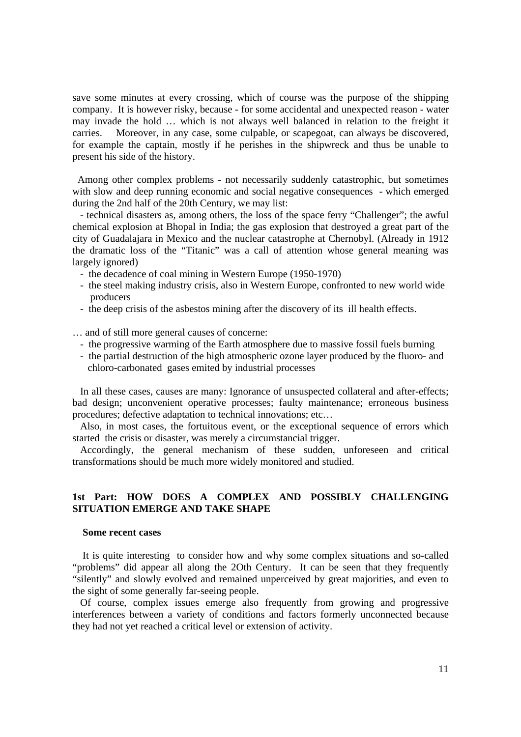save some minutes at every crossing, which of course was the purpose of the shipping company. It is however risky, because - for some accidental and unexpected reason - water may invade the hold … which is not always well balanced in relation to the freight it carries. Moreover, in any case, some culpable, or scapegoat, can always be discovered, for example the captain, mostly if he perishes in the shipwreck and thus be unable to present his side of the history.

Among other complex problems - not necessarily suddenly catastrophic, but sometimes with slow and deep running economic and social negative consequences - which emerged during the 2nd half of the 20th Century, we may list:

- technical disasters as, among others, the loss of the space ferry "Challenger"; the awful chemical explosion at Bhopal in India; the gas explosion that destroyed a great part of the city of Guadalajara in Mexico and the nuclear catastrophe at Chernobyl. (Already in 1912 the dramatic loss of the "Titanic" was a call of attention whose general meaning was largely ignored)
- the decadence of coal mining in Western Europe (1950-1970)
- the steel making industry crisis, also in Western Europe, confronted to new world wide producers
- the deep crisis of the asbestos mining after the discovery of its ill health effects.

… and of still more general causes of concerne:

- the progressive warming of the Earth atmosphere due to massive fossil fuels burning
- the partial destruction of the high atmospheric ozone layer produced by the fluoro- and chloro-carbonated gases emited by industrial processes

In all these cases, causes are many: Ignorance of unsuspected collateral and after-effects; bad design; unconvenient operative processes; faulty maintenance; erroneous business procedures; defective adaptation to technical innovations; etc…

Also, in most cases, the fortuitous event, or the exceptional sequence of errors which started the crisis or disaster, was merely a circumstancial trigger.

Accordingly, the general mechanism of these sudden, unforeseen and critical transformations should be much more widely monitored and studied.

## 1st Part: HOW DOES A COMPLEX AND POSSIBLY CHALLENGING SITUATION EMERGE AND TAKE SHAPE

### Some recent cases

It is quite interesting to consider how and why some complex situations and so-called "problems" did appear all along the 2Oth Century. It can be seen that they frequently "silently" and slowly evolved and remained unperceived by great majorities, and even to the sight of some generally far-seeing people.

Of course, complex issues emerge also frequently from growing and progressive interferences between a variety of conditions and factors formerly unconnected because they had not yet reached a critical level or extension of activity.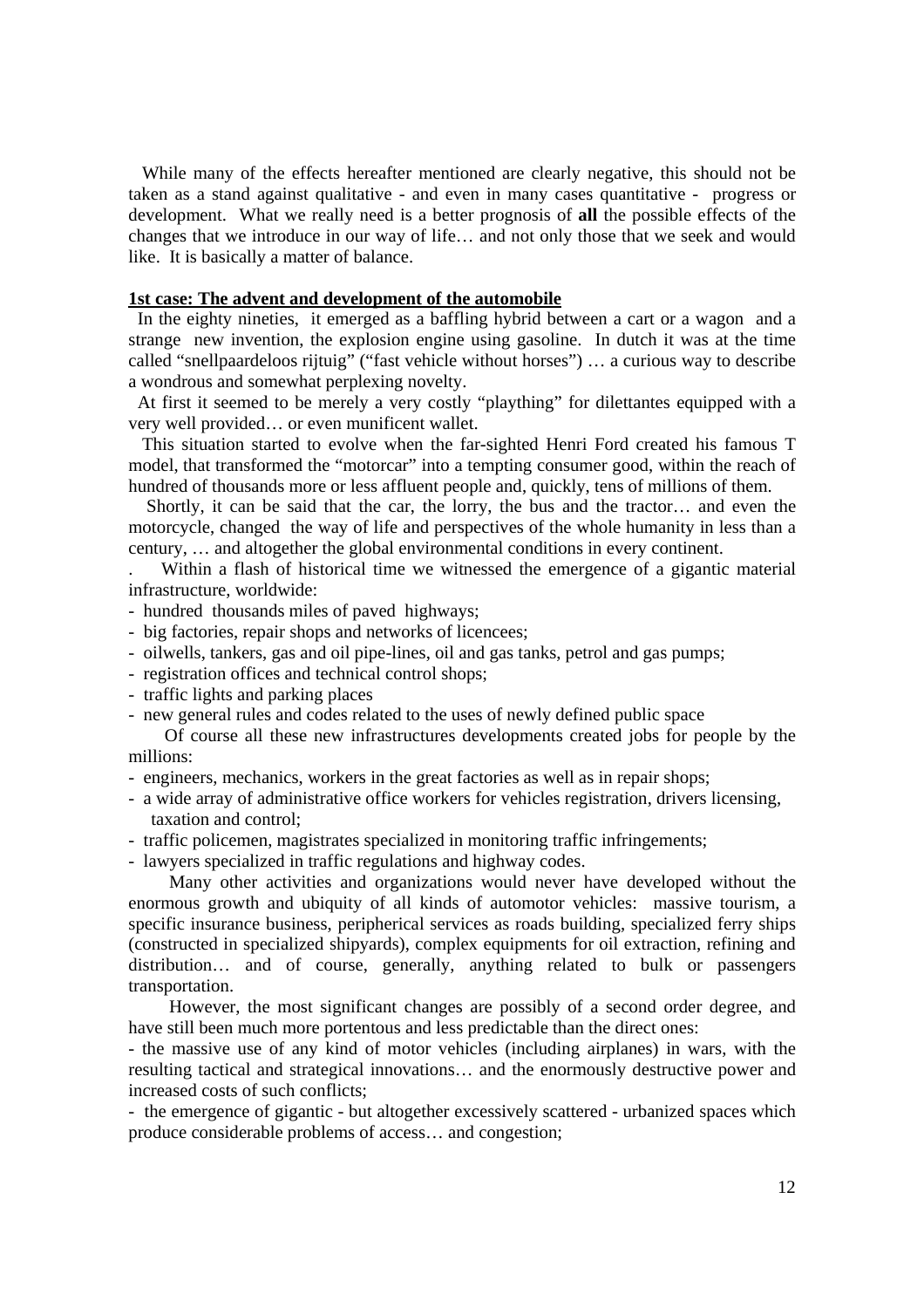While many of the effects hereafter mentioned are clearly negative, this should not be taken as a stand against qualitative - and even in many cases quantitative - progress or development. What we really need is a better prognosis of **all** the possible effects of the changes that we introduce in our way of life… and not only those that we seek and would like. It is basically a matter of balance.

**1st case: The advent and development of the automobile**

In the eighty nineties, it emerged as a baffling hybrid between a cart or a wagon and a strange new invention, the explosion engine using gasoline. In dutch it was at the time called "snellpaardeloos rijtuig" ("fast vehicle without horses") … a curious way to describe a wondrous and somewhat perplexing novelty.

At first it seemed to be merely a very costly "plaything" for dilettantes equipped with a very well provided… or even munificent wallet.

This situation started to evolve when the far-sighted Henri Ford created his famous T model, that transformed the "motorcar" into a tempting consumer good, within the reach of hundred of thousands more or less affluent people and, quickly, tens of millions of them.

Shortly, it can be said that the car, the lorry, the bus and the tractor… and even the motorcycle, changed the way of life and perspectives of the whole humanity in less than a century, … and altogether the global environmental conditions in every continent.

. Within a flash of historical time we witnessed the emergence of a gigantic material infrastructure, worldwide:

- hundred thousands miles of paved highways;
- big factories, repair shops and networks of licencees;
- oilwells, tankers, gas and oil pipe-lines, oil and gas tanks, petrol and gas pumps;
- registration offices and technical control shops;
- traffic lights and parking places
- new general rules and codes related to the uses of newly defined public space

Of course all these new infrastructures developments created jobs for people by the millions:

- engineers, mechanics, workers in the great factories as well as in repair shops;
- a wide array of administrative office workers for vehicles registration, drivers licensing, taxation and control;
- traffic policemen, magistrates specialized in monitoring traffic infringements;
- lawyers specialized in traffic regulations and highway codes.

Many other activities and organizations would never have developed without the enormous growth and ubiquity of all kinds of automotor vehicles: massive tourism, a specific insurance business, peripherical services as roads building, specialized ferry ships (constructed in specialized shipyards), complex equipments for oil extraction, refining and distribution… and of course, generally, anything related to bulk or passengers transportation.

However, the most significant changes are possibly of a second order degree, and have still been much more portentous and less predictable than the direct ones:

- the massive use of any kind of motor vehicles (including airplanes) in wars, with the resulting tactical and strategical innovations… and the enormously destructive power and increased costs of such conflicts;
- the emergence of gigantic - but altogether excessively scattered - urbanized spaces which produce considerable problems of access… and congestion;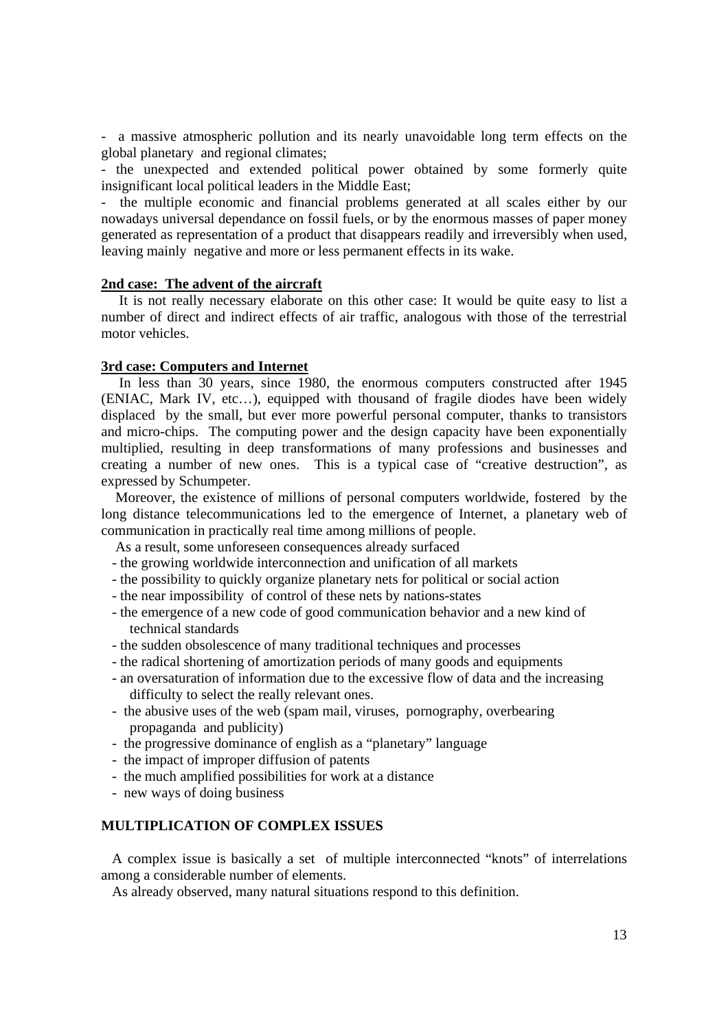- a massive atmospheric pollution and its nearly unavoidable long term effects on the global planetary and regional climates;
- the unexpected and extended political power obtained by some formerly quite insignificant local political leaders in the Middle East;
- the multiple economic and financial problems generated at all scales either by our nowadays universal dependance on fossil fuels, or by the enormous masses of paper money generated as representation of a product that disappears readily and irreversibly when used, leaving mainly negative and more or less permanent effects in its wake.

**2nd case: The advent of the aircraft**

It is not really necessary elaborate on this other case: It would be quite easy to list a number of direct and indirect effects of air traffic, analogous with those of the terrestrial motor vehicles.

**3rd case: Computers and Internet**

In less than 30 years, since 1980, the enormous computers constructed after 1945 (ENIAC, Mark IV, etc…), equipped with thousand of fragile diodes have been widely displaced by the small, but ever more powerful personal computer, thanks to transistors and micro-chips. The computing power and the design capacity have been exponentially multiplied, resulting in deep transformations of many professions and businesses and creating a number of new ones. This is a typical case of "creative destruction", as expressed by Schumpeter.

Moreover, the existence of millions of personal computers worldwide, fostered by the long distance telecommunications led to the emergence of Internet, a planetary web of communication in practically real time among millions of people.

As a result, some unforeseen consequences already surfaced

- the growing worldwide interconnection and unification of all markets
- the possibility to quickly organize planetary nets for political or social action
- the near impossibility of control of these nets by nations-states
- the emergence of a new code of good communication behavior and a new kind of technical standards
- the sudden obsolescence of many traditional techniques and processes
- the radical shortening of amortization periods of many goods and equipments
- an oversaturation of information due to the excessive flow of data and the increasing difficulty to select the really relevant ones.
- the abusive uses of the web (spam mail, viruses, pornography, overbearing propaganda and publicity)
- the progressive dominance of english as a "planetary" language
- the impact of improper diffusion of patents
- the much amplified possibilities for work at a distance
- new ways of doing business

## MULTIPLICATION OF COMPLEX ISSUES

A complex issue is basically a set of multiple interconnected "knots" of interrelations among a considerable number of elements.

As already observed, many natural situations respond to this definition.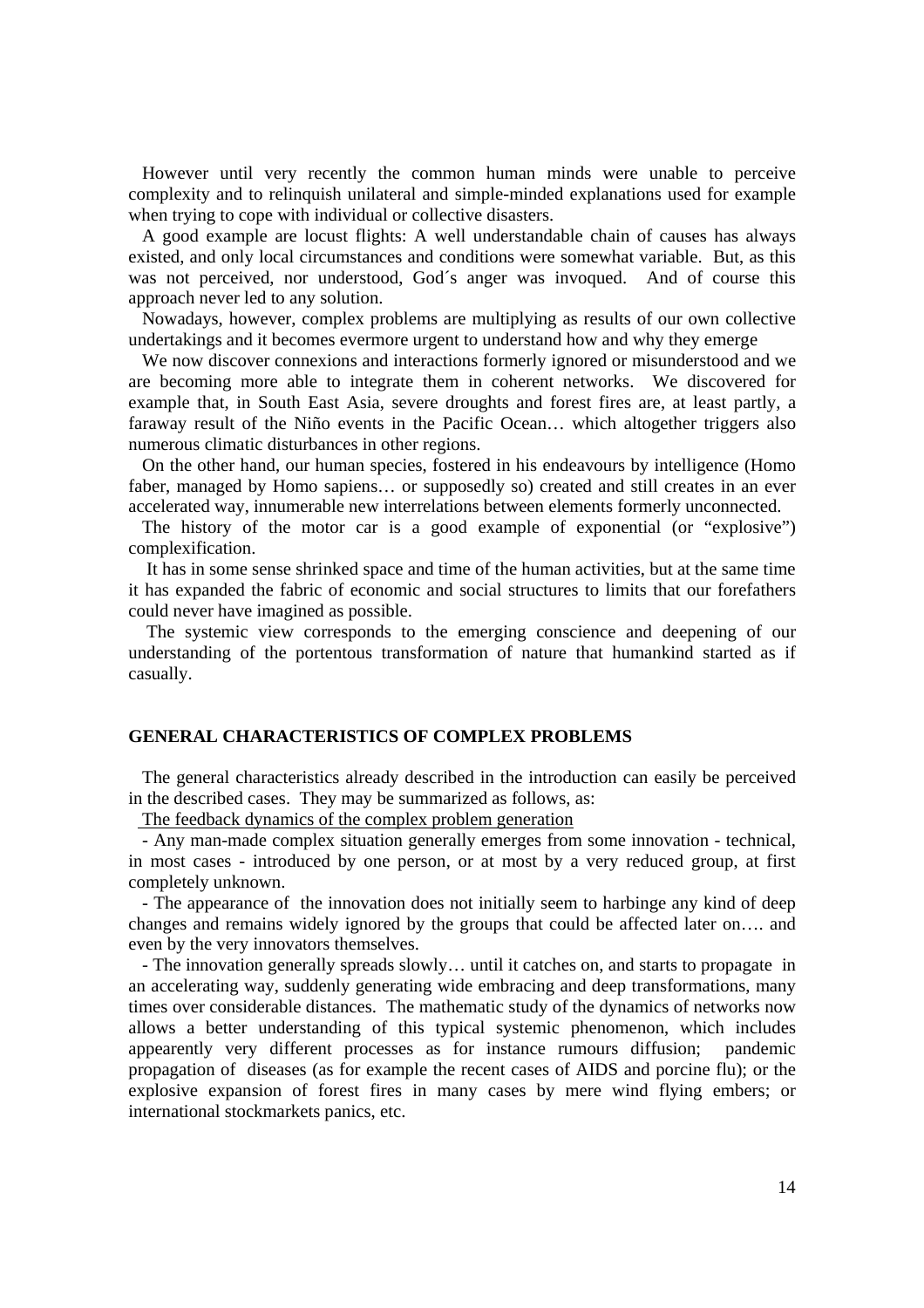However until very recently the common human minds were unable to perceive complexity and to relinquish unilateral and simple-minded explanations used for example when trying to cope with individual or collective disasters.

A good example are locust flights: A well understandable chain of causes has always existed, and only local circumstances and conditions were somewhat variable. But, as this was not perceived, nor understood, God´s anger was invoqued. And of course this approach never led to any solution.

Nowadays, however, complex problems are multiplying as results of our own collective undertakings and it becomes evermore urgent to understand how and why they emerge

We now discover connexions and interactions formerly ignored or misunderstood and we are becoming more able to integrate them in coherent networks. We discovered for example that, in South East Asia, severe droughts and forest fires are, at least partly, a faraway result of the Niño events in the Pacific Ocean… which altogether triggers also numerous climatic disturbances in other regions.

On the other hand, our human species, fostered in his endeavours by intelligence (Homo faber, managed by Homo sapiens… or supposedly so) created and still creates in an ever accelerated way, innumerable new interrelations between elements formerly unconnected.

The history of the motor car is a good example of exponential (or "explosive") complexification.

It has in some sense shrinked space and time of the human activities, but at the same time it has expanded the fabric of economic and social structures to limits that our forefathers could never have imagined as possible.

The systemic view corresponds to the emerging conscience and deepening of our understanding of the portentous transformation of nature that humankind started as if casually.

## GENERAL CHARACTERISTICS OF COMPLEX PROBLEMS

The general characteristics already described in the introduction can easily be perceived in the described cases. They may be summarized as follows, as:

The feedback dynamics of the complex problem generation

- Any man-made complex situation generally emerges from some innovation - technical, in most cases - introduced by one person, or at most by a very reduced group, at first completely unknown.
- The appearance of the innovation does not initially seem to harbinge any kind of deep changes and remains widely ignored by the groups that could be affected later on…. and even by the very innovators themselves.
- The innovation generally spreads slowly… until it catches on, and starts to propagate in an accelerating way, suddenly generating wide embracing and deep transformations, many times over considerable distances. The mathematic study of the dynamics of networks now allows a better understanding of this typical systemic phenomenon, which includes appearently very different processes as for instance rumours diffusion; pandemic propagation of diseases (as for example the recent cases of AIDS and porcine flu); or the explosive expansion of forest fires in many cases by mere wind flying embers; or international stockmarkets panics, etc.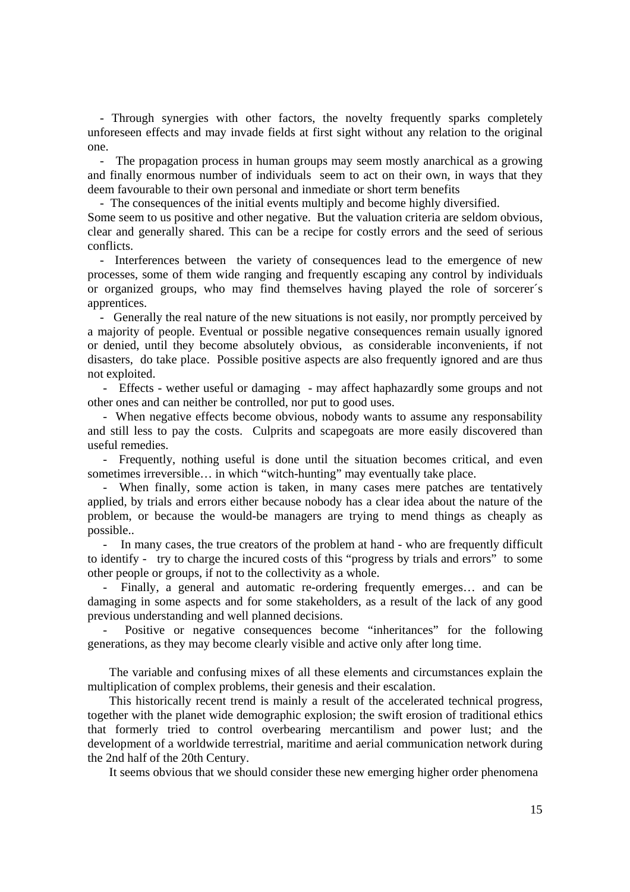- Through synergies with other factors, the novelty frequently sparks completely unforeseen effects and may invade fields at first sight without any relation to the original one.

- The propagation process in human groups may seem mostly anarchical as a growing and finally enormous number of individuals seem to act on their own, in ways that they deem favourable to their own personal and inmediate or short term benefits

- The consequences of the initial events multiply and become highly diversified.

Some seem to us positive and other negative. But the valuation criteria are seldom obvious, clear and generally shared. This can be a recipe for costly errors and the seed of serious conflicts.

- Interferences between the variety of consequences lead to the emergence of new processes, some of them wide ranging and frequently escaping any control by individuals or organized groups, who may find themselves having played the role of sorcerer´s apprentices.

- Generally the real nature of the new situations is not easily, nor promptly perceived by a majority of people. Eventual or possible negative consequences remain usually ignored or denied, until they become absolutely obvious, as considerable inconvenients, if not disasters, do take place. Possible positive aspects are also frequently ignored and are thus not exploited.

- Effects - wether useful or damaging - may affect haphazardly some groups and not other ones and can neither be controlled, nor put to good uses.

- When negative effects become obvious, nobody wants to assume any responsability and still less to pay the costs. Culprits and scapegoats are more easily discovered than useful remedies.

- Frequently, nothing useful is done until the situation becomes critical, and even sometimes irreversible… in which "witch-hunting" may eventually take place.

- When finally, some action is taken, in many cases mere patches are tentatively applied, by trials and errors either because nobody has a clear idea about the nature of the problem, or because the would-be managers are trying to mend things as cheaply as possible..

- In many cases, the true creators of the problem at hand - who are frequently difficult to identify - try to charge the incured costs of this "progress by trials and errors" to some other people or groups, if not to the collectivity as a whole.

- Finally, a general and automatic re-ordering frequently emerges… and can be damaging in some aspects and for some stakeholders, as a result of the lack of any good previous understanding and well planned decisions.

- Positive or negative consequences become "inheritances" for the following generations, as they may become clearly visible and active only after long time.

The variable and confusing mixes of all these elements and circumstances explain the multiplication of complex problems, their genesis and their escalation.

This historically recent trend is mainly a result of the accelerated technical progress, together with the planet wide demographic explosion; the swift erosion of traditional ethics that formerly tried to control overbearing mercantilism and power lust; and the development of a worldwide terrestrial, maritime and aerial communication network during the 2nd half of the 20th Century.

It seems obvious that we should consider these new emerging higher order phenomena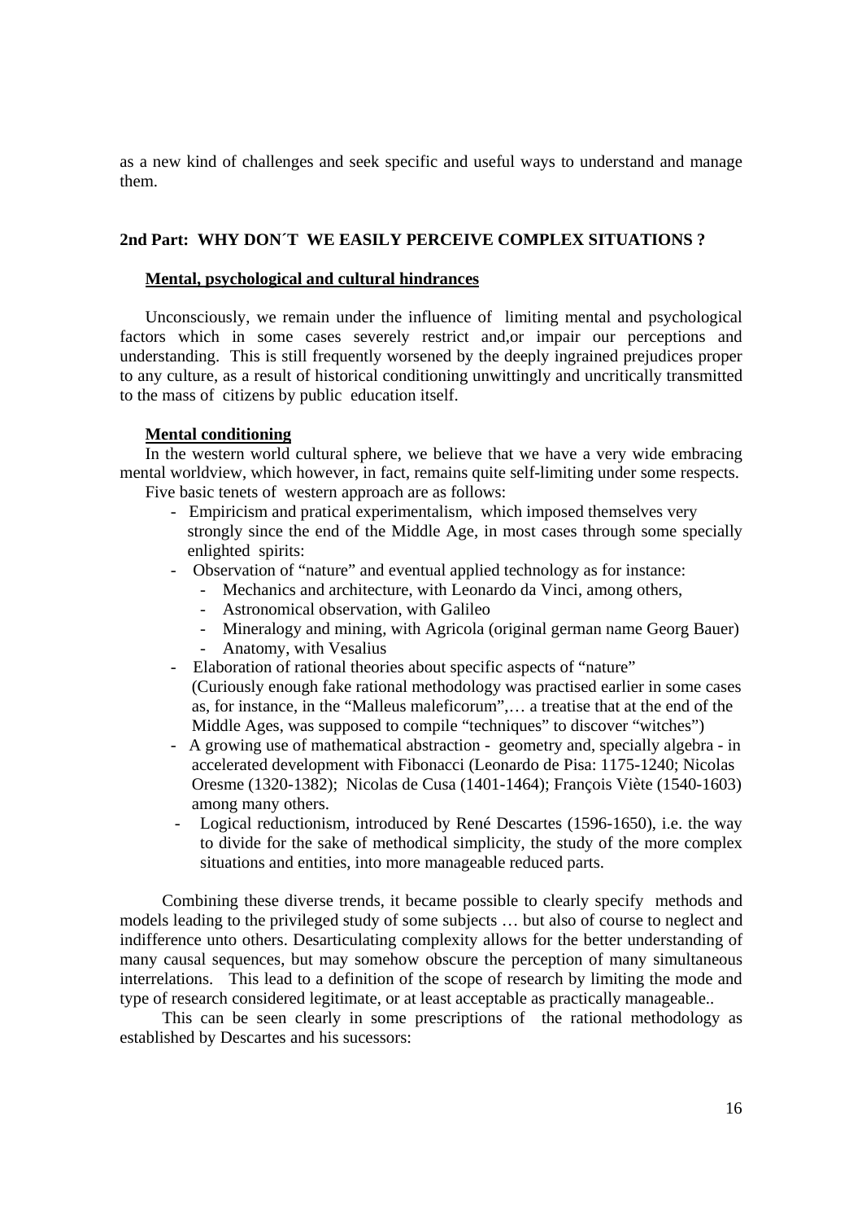as a new kind of challenges and seek specific and useful ways to understand and manage them.

## 2nd Part: WHY DON´T WE EASILY PERCEIVE COMPLEX SITUATIONS ?

### Mental, psychological and cultural hindrances

Unconsciously, we remain under the influence of limiting mental and psychological factors which in some cases severely restrict and,or impair our perceptions and understanding. This is still frequently worsened by the deeply ingrained prejudices proper to any culture, as a result of historical conditioning unwittingly and uncritically transmitted to the mass of citizens by public education itself.

### Mental conditioning

In the western world cultural sphere, we believe that we have a very wide embracing mental worldview, which however, in fact, remains quite self-limiting under some respects.

Five basic tenets of western approach are as follows:

- Empiricism and pratical experimentalism, which imposed themselves very strongly since the end of the Middle Age, in most cases through some specially enlighted spirits:
- Observation of "nature" and eventual applied technology as for instance:
  - Mechanics and architecture, with Leonardo da Vinci, among others,
  - Astronomical observation, with Galileo
  - Mineralogy and mining, with Agricola (original german name Georg Bauer)
  - Anatomy, with Vesalius
- Elaboration of rational theories about specific aspects of "nature" (Curiously enough fake rational methodology was practised earlier in some cases as, for instance, in the "Malleus maleficorum",… a treatise that at the end of the Middle Ages, was supposed to compile "techniques" to discover "witches")
- A growing use of mathematical abstraction - geometry and, specially algebra - in accelerated development with Fibonacci (Leonardo de Pisa: 1175-1240; Nicolas Oresme (1320-1382); Nicolas de Cusa (1401-1464); François Viète (1540-1603) among many others.
- Logical reductionism, introduced by René Descartes (1596-1650), i.e. the way to divide for the sake of methodical simplicity, the study of the more complex situations and entities, into more manageable reduced parts.

Combining these diverse trends, it became possible to clearly specify methods and models leading to the privileged study of some subjects … but also of course to neglect and indifference unto others. Desarticulating complexity allows for the better understanding of many causal sequences, but may somehow obscure the perception of many simultaneous interrelations. This lead to a definition of the scope of research by limiting the mode and type of research considered legitimate, or at least acceptable as practically manageable..

This can be seen clearly in some prescriptions of the rational methodology as established by Descartes and his sucessors: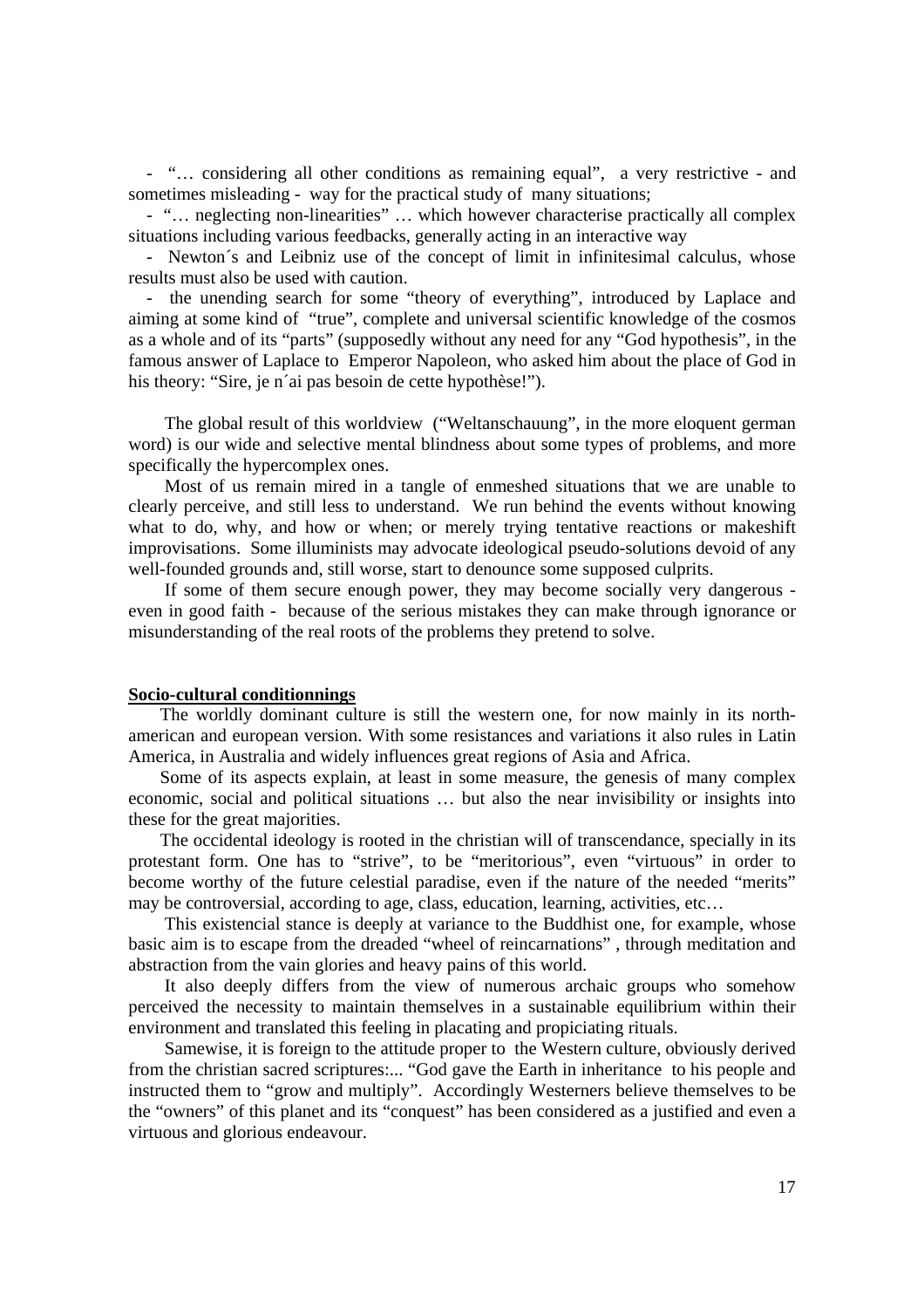- "… considering all other conditions as remaining equal", a very restrictive - and sometimes misleading - way for the practical study of many situations;
- "… neglecting non-linearities" … which however characterise practically all complex situations including various feedbacks, generally acting in an interactive way
- Newton´s and Leibniz use of the concept of limit in infinitesimal calculus, whose results must also be used with caution.
- the unending search for some "theory of everything", introduced by Laplace and aiming at some kind of "true", complete and universal scientific knowledge of the cosmos as a whole and of its "parts" (supposedly without any need for any "God hypothesis", in the famous answer of Laplace to Emperor Napoleon, who asked him about the place of God in his theory: "Sire, je n´ai pas besoin de cette hypothèse!").

The global result of this worldview ("Weltanschauung", in the more eloquent german word) is our wide and selective mental blindness about some types of problems, and more specifically the hypercomplex ones.

Most of us remain mired in a tangle of enmeshed situations that we are unable to clearly perceive, and still less to understand. We run behind the events without knowing what to do, why, and how or when; or merely trying tentative reactions or makeshift improvisations. Some illuminists may advocate ideological pseudo-solutions devoid of any well-founded grounds and, still worse, start to denounce some supposed culprits.

If some of them secure enough power, they may become socially very dangerous - even in good faith - because of the serious mistakes they can make through ignorance or misunderstanding of the real roots of the problems they pretend to solve.

**Socio-cultural conditionnings**

The worldly dominant culture is still the western one, for now mainly in its north-american and european version. With some resistances and variations it also rules in Latin America, in Australia and widely influences great regions of Asia and Africa.

Some of its aspects explain, at least in some measure, the genesis of many complex economic, social and political situations … but also the near invisibility or insights into these for the great majorities.

The occidental ideology is rooted in the christian will of transcendance, specially in its protestant form. One has to "strive", to be "meritorious", even "virtuous" in order to become worthy of the future celestial paradise, even if the nature of the needed "merits" may be controversial, according to age, class, education, learning, activities, etc…

This existencial stance is deeply at variance to the Buddhist one, for example, whose basic aim is to escape from the dreaded "wheel of reincarnations" , through meditation and abstraction from the vain glories and heavy pains of this world.

It also deeply differs from the view of numerous archaic groups who somehow perceived the necessity to maintain themselves in a sustainable equilibrium within their environment and translated this feeling in placating and propiciating rituals.

Samewise, it is foreign to the attitude proper to the Western culture, obviously derived from the christian sacred scriptures:... "God gave the Earth in inheritance to his people and instructed them to "grow and multiply". Accordingly Westerners believe themselves to be the "owners" of this planet and its "conquest" has been considered as a justified and even a virtuous and glorious endeavour.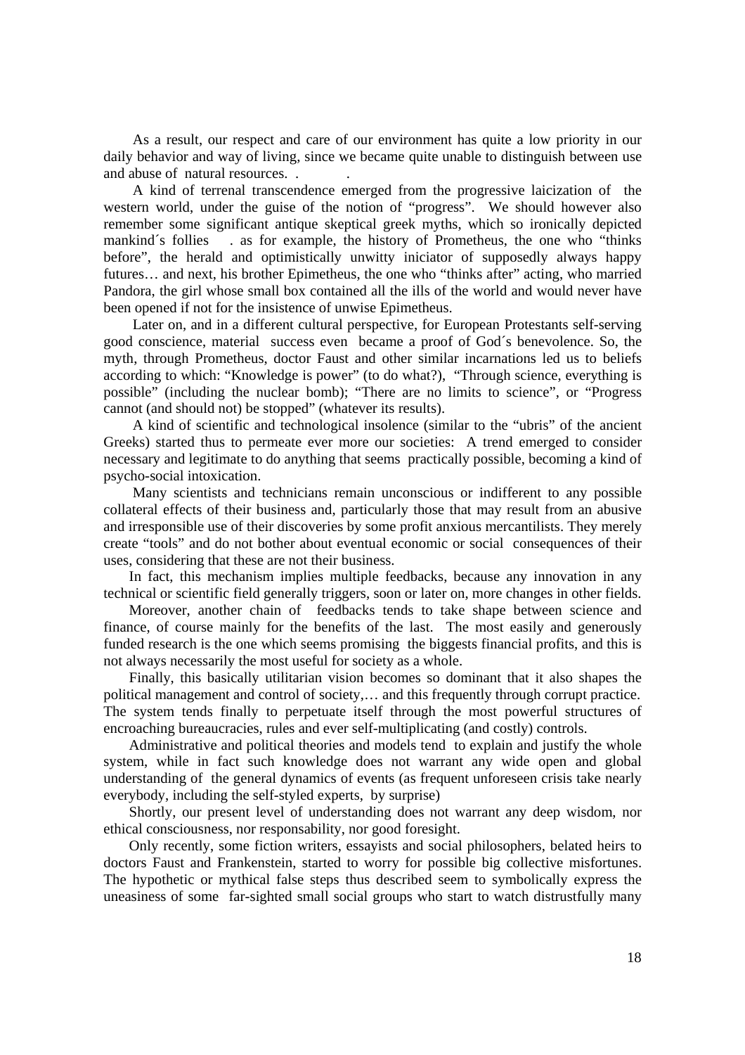As a result, our respect and care of our environment has quite a low priority in our daily behavior and way of living, since we became quite unable to distinguish between use and abuse of natural resources. . .

A kind of terrenal transcendence emerged from the progressive laicization of the western world, under the guise of the notion of "progress". We should however also remember some significant antique skeptical greek myths, which so ironically depicted mankind´s follies . as for example, the history of Prometheus, the one who "thinks before", the herald and optimistically unwitty iniciator of supposedly always happy futures… and next, his brother Epimetheus, the one who "thinks after" acting, who married Pandora, the girl whose small box contained all the ills of the world and would never have been opened if not for the insistence of unwise Epimetheus.

Later on, and in a different cultural perspective, for European Protestants self-serving good conscience, material success even became a proof of God´s benevolence. So, the myth, through Prometheus, doctor Faust and other similar incarnations led us to beliefs according to which: "Knowledge is power" (to do what?), "Through science, everything is possible" (including the nuclear bomb); "There are no limits to science", or "Progress cannot (and should not) be stopped" (whatever its results).

A kind of scientific and technological insolence (similar to the "ubris" of the ancient Greeks) started thus to permeate ever more our societies: A trend emerged to consider necessary and legitimate to do anything that seems practically possible, becoming a kind of psycho-social intoxication.

Many scientists and technicians remain unconscious or indifferent to any possible collateral effects of their business and, particularly those that may result from an abusive and irresponsible use of their discoveries by some profit anxious mercantilists. They merely create "tools" and do not bother about eventual economic or social consequences of their uses, considering that these are not their business.

In fact, this mechanism implies multiple feedbacks, because any innovation in any technical or scientific field generally triggers, soon or later on, more changes in other fields.

Moreover, another chain of feedbacks tends to take shape between science and finance, of course mainly for the benefits of the last. The most easily and generously funded research is the one which seems promising the biggests financial profits, and this is not always necessarily the most useful for society as a whole.

Finally, this basically utilitarian vision becomes so dominant that it also shapes the political management and control of society,… and this frequently through corrupt practice. The system tends finally to perpetuate itself through the most powerful structures of encroaching bureaucracies, rules and ever self-multiplicating (and costly) controls.

Administrative and political theories and models tend to explain and justify the whole system, while in fact such knowledge does not warrant any wide open and global understanding of the general dynamics of events (as frequent unforeseen crisis take nearly everybody, including the self-styled experts, by surprise)

Shortly, our present level of understanding does not warrant any deep wisdom, nor ethical consciousness, nor responsability, nor good foresight.

Only recently, some fiction writers, essayists and social philosophers, belated heirs to doctors Faust and Frankenstein, started to worry for possible big collective misfortunes. The hypothetic or mythical false steps thus described seem to symbolically express the uneasiness of some far-sighted small social groups who start to watch distrustfully many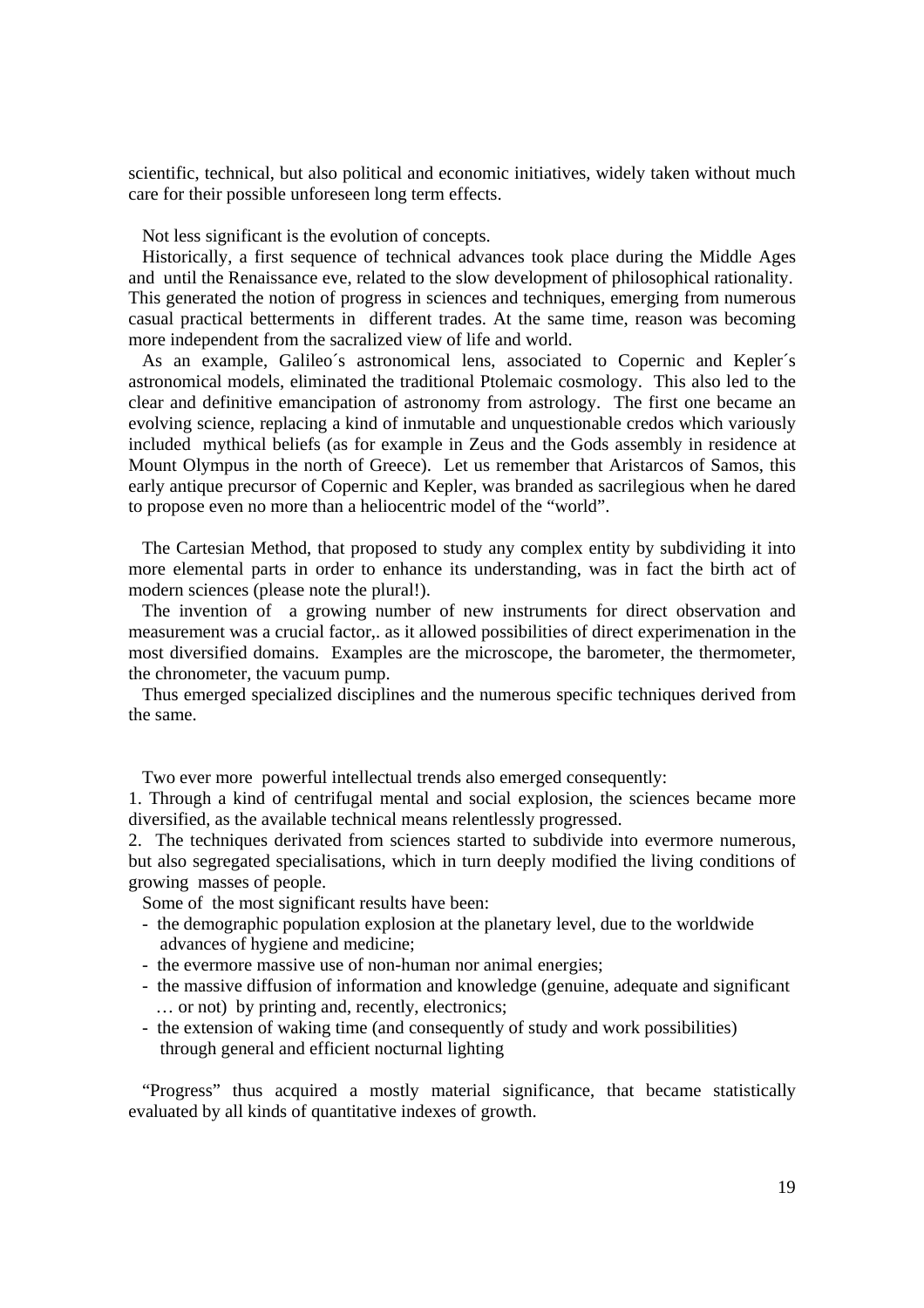scientific, technical, but also political and economic initiatives, widely taken without much care for their possible unforeseen long term effects.

Not less significant is the evolution of concepts.

Historically, a first sequence of technical advances took place during the Middle Ages and until the Renaissance eve, related to the slow development of philosophical rationality. This generated the notion of progress in sciences and techniques, emerging from numerous casual practical betterments in different trades. At the same time, reason was becoming more independent from the sacralized view of life and world.

As an example, Galileo´s astronomical lens, associated to Copernic and Kepler´s astronomical models, eliminated the traditional Ptolemaic cosmology. This also led to the clear and definitive emancipation of astronomy from astrology. The first one became an evolving science, replacing a kind of inmutable and unquestionable credos which variously included mythical beliefs (as for example in Zeus and the Gods assembly in residence at Mount Olympus in the north of Greece). Let us remember that Aristarcos of Samos, this early antique precursor of Copernic and Kepler, was branded as sacrilegious when he dared to propose even no more than a heliocentric model of the "world".

The Cartesian Method, that proposed to study any complex entity by subdividing it into more elemental parts in order to enhance its understanding, was in fact the birth act of modern sciences (please note the plural!).

The invention of a growing number of new instruments for direct observation and measurement was a crucial factor,. as it allowed possibilities of direct experimenation in the most diversified domains. Examples are the microscope, the barometer, the thermometer, the chronometer, the vacuum pump.

Thus emerged specialized disciplines and the numerous specific techniques derived from the same.

Two ever more powerful intellectual trends also emerged consequently:

1. Through a kind of centrifugal mental and social explosion, the sciences became more diversified, as the available technical means relentlessly progressed.
2. The techniques derivated from sciences started to subdivide into evermore numerous, but also segregated specialisations, which in turn deeply modified the living conditions of growing masses of people.

Some of the most significant results have been:

- the demographic population explosion at the planetary level, due to the worldwide advances of hygiene and medicine;
- the evermore massive use of non-human nor animal energies;
- the massive diffusion of information and knowledge (genuine, adequate and significant … or not) by printing and, recently, electronics;
- the extension of waking time (and consequently of study and work possibilities) through general and efficient nocturnal lighting

"Progress" thus acquired a mostly material significance, that became statistically evaluated by all kinds of quantitative indexes of growth.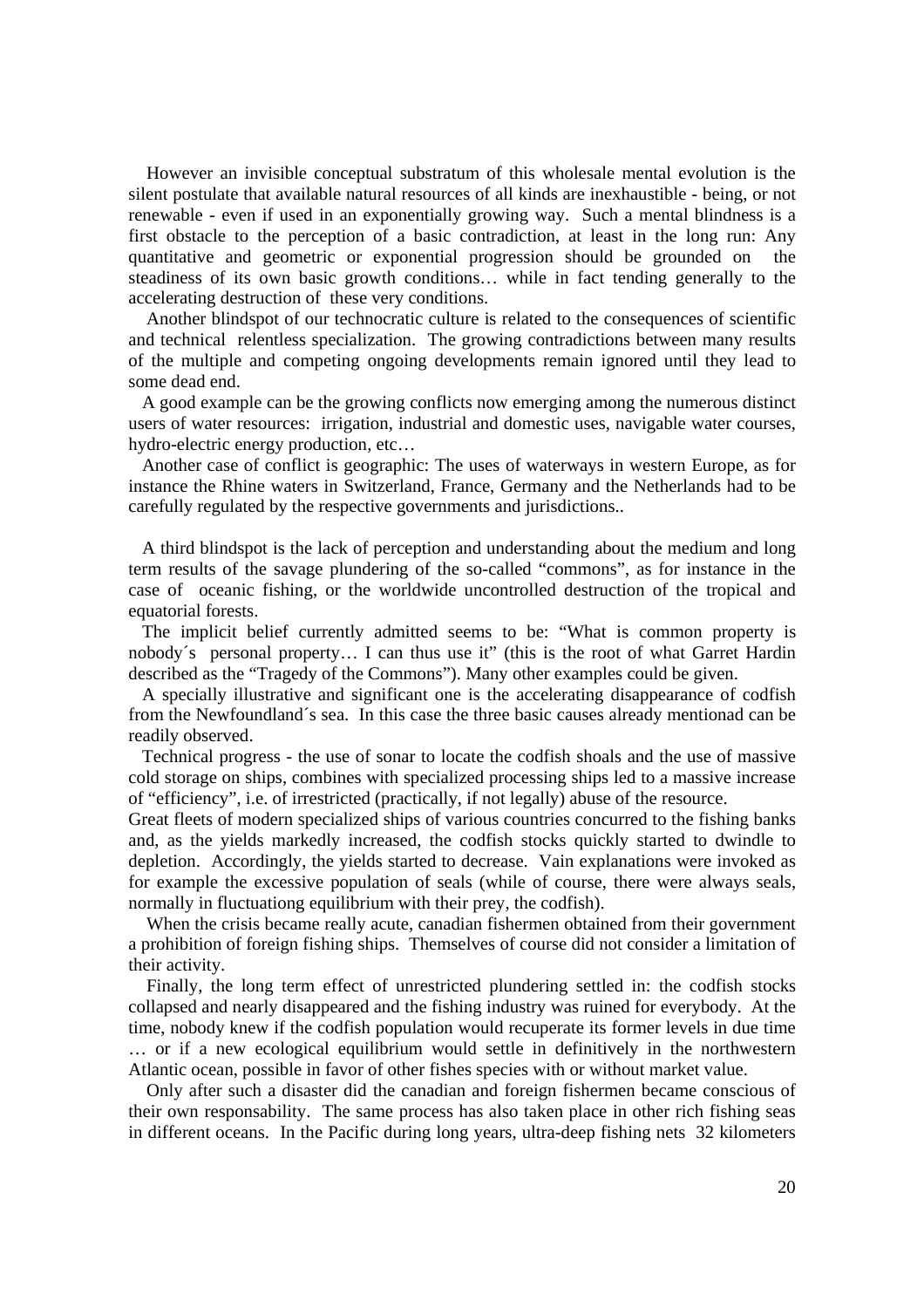However an invisible conceptual substratum of this wholesale mental evolution is the silent postulate that available natural resources of all kinds are inexhaustible - being, or not renewable - even if used in an exponentially growing way. Such a mental blindness is a first obstacle to the perception of a basic contradiction, at least in the long run: Any quantitative and geometric or exponential progression should be grounded on the steadiness of its own basic growth conditions… while in fact tending generally to the accelerating destruction of these very conditions.

Another blindspot of our technocratic culture is related to the consequences of scientific and technical relentless specialization. The growing contradictions between many results of the multiple and competing ongoing developments remain ignored until they lead to some dead end.

A good example can be the growing conflicts now emerging among the numerous distinct users of water resources: irrigation, industrial and domestic uses, navigable water courses, hydro-electric energy production, etc…

Another case of conflict is geographic: The uses of waterways in western Europe, as for instance the Rhine waters in Switzerland, France, Germany and the Netherlands had to be carefully regulated by the respective governments and jurisdictions..

A third blindspot is the lack of perception and understanding about the medium and long term results of the savage plundering of the so-called "commons", as for instance in the case of oceanic fishing, or the worldwide uncontrolled destruction of the tropical and equatorial forests.

The implicit belief currently admitted seems to be: "What is common property is nobody´s personal property… I can thus use it" (this is the root of what Garret Hardin described as the "Tragedy of the Commons"). Many other examples could be given.

A specially illustrative and significant one is the accelerating disappearance of codfish from the Newfoundland´s sea. In this case the three basic causes already mentionad can be readily observed.

Technical progress - the use of sonar to locate the codfish shoals and the use of massive cold storage on ships, combines with specialized processing ships led to a massive increase of "efficiency", i.e. of irrestricted (practically, if not legally) abuse of the resource.
Great fleets of modern specialized ships of various countries concurred to the fishing banks and, as the yields markedly increased, the codfish stocks quickly started to dwindle to depletion. Accordingly, the yields started to decrease. Vain explanations were invoked as for example the excessive population of seals (while of course, there were always seals, normally in fluctuationg equilibrium with their prey, the codfish).

When the crisis became really acute, canadian fishermen obtained from their government a prohibition of foreign fishing ships. Themselves of course did not consider a limitation of their activity.

Finally, the long term effect of unrestricted plundering settled in: the codfish stocks collapsed and nearly disappeared and the fishing industry was ruined for everybody. At the time, nobody knew if the codfish population would recuperate its former levels in due time … or if a new ecological equilibrium would settle in definitively in the northwestern Atlantic ocean, possible in favor of other fishes species with or without market value.

Only after such a disaster did the canadian and foreign fishermen became conscious of their own responsability. The same process has also taken place in other rich fishing seas in different oceans. In the Pacific during long years, ultra-deep fishing nets 32 kilometers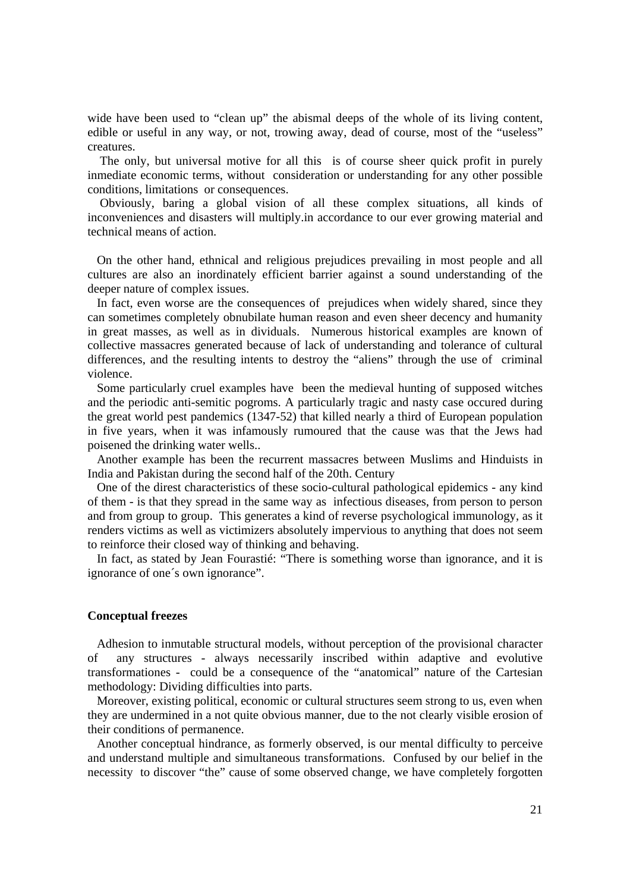wide have been used to "clean up" the abismal deeps of the whole of its living content, edible or useful in any way, or not, trowing away, dead of course, most of the "useless" creatures.

The only, but universal motive for all this is of course sheer quick profit in purely inmediate economic terms, without consideration or understanding for any other possible conditions, limitations or consequences.

Obviously, baring a global vision of all these complex situations, all kinds of inconveniences and disasters will multiply.in accordance to our ever growing material and technical means of action.

On the other hand, ethnical and religious prejudices prevailing in most people and all cultures are also an inordinately efficient barrier against a sound understanding of the deeper nature of complex issues.

In fact, even worse are the consequences of prejudices when widely shared, since they can sometimes completely obnubilate human reason and even sheer decency and humanity in great masses, as well as in dividuals. Numerous historical examples are known of collective massacres generated because of lack of understanding and tolerance of cultural differences, and the resulting intents to destroy the "aliens" through the use of criminal violence.

Some particularly cruel examples have been the medieval hunting of supposed witches and the periodic anti-semitic pogroms. A particularly tragic and nasty case occured during the great world pest pandemics (1347-52) that killed nearly a third of European population in five years, when it was infamously rumoured that the cause was that the Jews had poisened the drinking water wells..

Another example has been the recurrent massacres between Muslims and Hinduists in India and Pakistan during the second half of the 20th. Century

One of the direst characteristics of these socio-cultural pathological epidemics - any kind of them - is that they spread in the same way as infectious diseases, from person to person and from group to group. This generates a kind of reverse psychological immunology, as it renders victims as well as victimizers absolutely impervious to anything that does not seem to reinforce their closed way of thinking and behaving.

In fact, as stated by Jean Fourastié: "There is something worse than ignorance, and it is ignorance of one´s own ignorance".

**Conceptual freezes**

Adhesion to inmutable structural models, without perception of the provisional character of any structures - always necessarily inscribed within adaptive and evolutive transformationes - could be a consequence of the "anatomical" nature of the Cartesian methodology: Dividing difficulties into parts.

Moreover, existing political, economic or cultural structures seem strong to us, even when they are undermined in a not quite obvious manner, due to the not clearly visible erosion of their conditions of permanence.

Another conceptual hindrance, as formerly observed, is our mental difficulty to perceive and understand multiple and simultaneous transformations. Confused by our belief in the necessity to discover "the" cause of some observed change, we have completely forgotten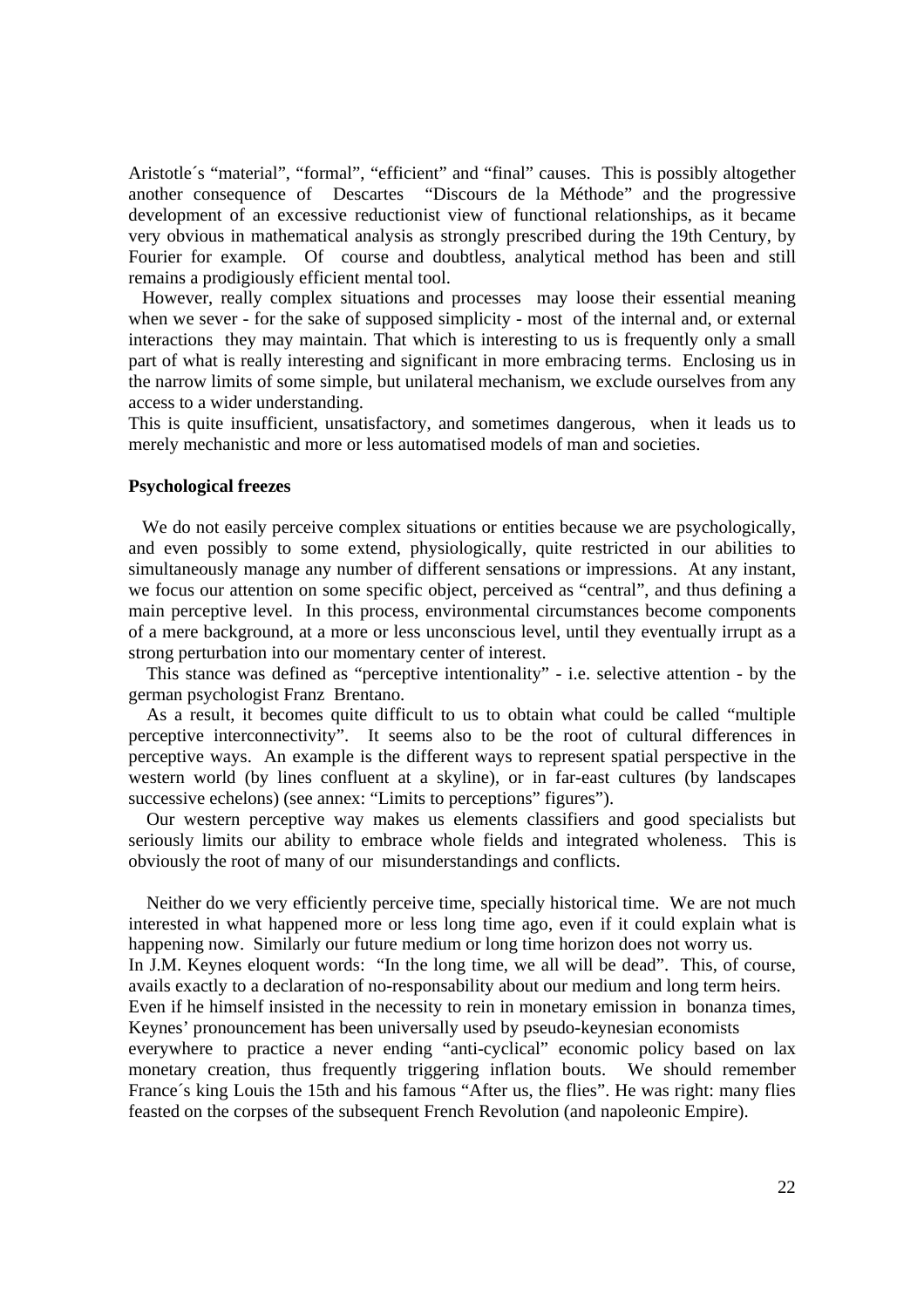Aristotle´s "material", "formal", "efficient" and "final" causes. This is possibly altogether another consequence of Descartes "Discours de la Méthode" and the progressive development of an excessive reductionist view of functional relationships, as it became very obvious in mathematical analysis as strongly prescribed during the 19th Century, by Fourier for example. Of course and doubtless, analytical method has been and still remains a prodigiously efficient mental tool.

However, really complex situations and processes may loose their essential meaning when we sever - for the sake of supposed simplicity - most of the internal and, or external interactions they may maintain. That which is interesting to us is frequently only a small part of what is really interesting and significant in more embracing terms. Enclosing us in the narrow limits of some simple, but unilateral mechanism, we exclude ourselves from any access to a wider understanding.

This is quite insufficient, unsatisfactory, and sometimes dangerous, when it leads us to merely mechanistic and more or less automatised models of man and societies.

**Psychological freezes**

We do not easily perceive complex situations or entities because we are psychologically, and even possibly to some extend, physiologically, quite restricted in our abilities to simultaneously manage any number of different sensations or impressions. At any instant, we focus our attention on some specific object, perceived as "central", and thus defining a main perceptive level. In this process, environmental circumstances become components of a mere background, at a more or less unconscious level, until they eventually irrupt as a strong perturbation into our momentary center of interest.

This stance was defined as "perceptive intentionality" - i.e. selective attention - by the german psychologist Franz Brentano.

As a result, it becomes quite difficult to us to obtain what could be called "multiple perceptive interconnectivity". It seems also to be the root of cultural differences in perceptive ways. An example is the different ways to represent spatial perspective in the western world (by lines confluent at a skyline), or in far-east cultures (by landscapes successive echelons) (see annex: "Limits to perceptions" figures").

Our western perceptive way makes us elements classifiers and good specialists but seriously limits our ability to embrace whole fields and integrated wholeness. This is obviously the root of many of our misunderstandings and conflicts.

Neither do we very efficiently perceive time, specially historical time. We are not much interested in what happened more or less long time ago, even if it could explain what is happening now. Similarly our future medium or long time horizon does not worry us.

In J.M. Keynes eloquent words: "In the long time, we all will be dead". This, of course, avails exactly to a declaration of no-responsability about our medium and long term heirs.

Even if he himself insisted in the necessity to rein in monetary emission in bonanza times, Keynes' pronouncement has been universally used by pseudo-keynesian economists everywhere to practice a never ending "anti-cyclical" economic policy based on lax monetary creation, thus frequently triggering inflation bouts. We should remember France´s king Louis the 15th and his famous "After us, the flies". He was right: many flies feasted on the corpses of the subsequent French Revolution (and napoleonic Empire).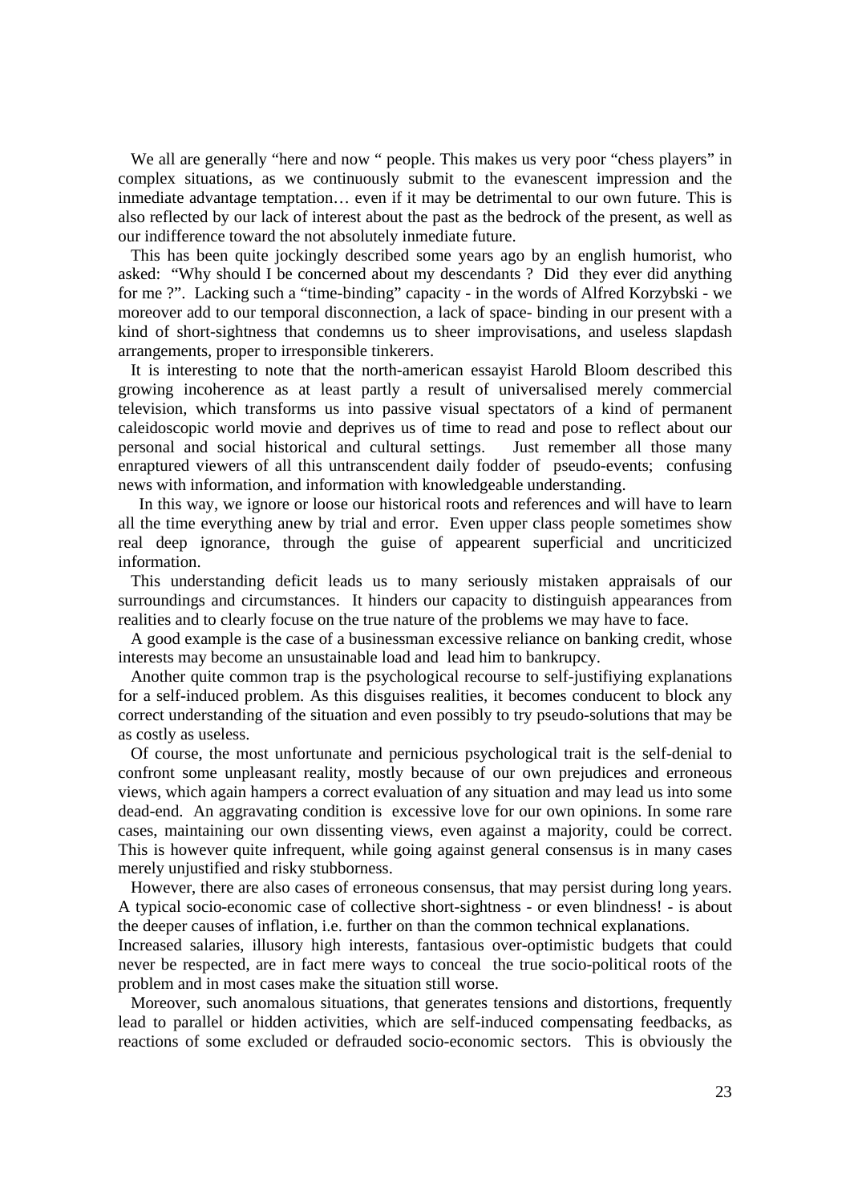We all are generally “here and now “ people. This makes us very poor “chess players” in complex situations, as we continuously submit to the evanescent impression and the inmediate advantage temptation… even if it may be detrimental to our own future. This is also reflected by our lack of interest about the past as the bedrock of the present, as well as our indifference toward the not absolutely inmediate future.

This has been quite jockingly described some years ago by an english humorist, who asked: “Why should I be concerned about my descendants ? Did they ever did anything for me ?”. Lacking such a “time-binding” capacity - in the words of Alfred Korzybski - we moreover add to our temporal disconnection, a lack of space- binding in our present with a kind of short-sightness that condemns us to sheer improvisations, and useless slapdash arrangements, proper to irresponsible tinkerers.

It is interesting to note that the north-american essayist Harold Bloom described this growing incoherence as at least partly a result of universalised merely commercial television, which transforms us into passive visual spectators of a kind of permanent caleidoscopic world movie and deprives us of time to read and pose to reflect about our personal and social historical and cultural settings. Just remember all those many enraptured viewers of all this untranscendent daily fodder of pseudo-events; confusing news with information, and information with knowledgeable understanding.

In this way, we ignore or loose our historical roots and references and will have to learn all the time everything anew by trial and error. Even upper class people sometimes show real deep ignorance, through the guise of appearent superficial and uncriticized information.

This understanding deficit leads us to many seriously mistaken appraisals of our surroundings and circumstances. It hinders our capacity to distinguish appearances from realities and to clearly focuse on the true nature of the problems we may have to face.

A good example is the case of a businessman excessive reliance on banking credit, whose interests may become an unsustainable load and lead him to bankrupcy.

Another quite common trap is the psychological recourse to self-justifiying explanations for a self-induced problem. As this disguises realities, it becomes conducent to block any correct understanding of the situation and even possibly to try pseudo-solutions that may be as costly as useless.

Of course, the most unfortunate and pernicious psychological trait is the self-denial to confront some unpleasant reality, mostly because of our own prejudices and erroneous views, which again hampers a correct evaluation of any situation and may lead us into some dead-end. An aggravating condition is excessive love for our own opinions. In some rare cases, maintaining our own dissenting views, even against a majority, could be correct. This is however quite infrequent, while going against general consensus is in many cases merely unjustified and risky stubborness.

However, there are also cases of erroneous consensus, that may persist during long years. A typical socio-economic case of collective short-sightness - or even blindness! - is about the deeper causes of inflation, i.e. further on than the common technical explanations.

Increased salaries, illusory high interests, fantasious over-optimistic budgets that could never be respected, are in fact mere ways to conceal the true socio-political roots of the problem and in most cases make the situation still worse.

Moreover, such anomalous situations, that generates tensions and distortions, frequently lead to parallel or hidden activities, which are self-induced compensating feedbacks, as reactions of some excluded or defrauded socio-economic sectors. This is obviously the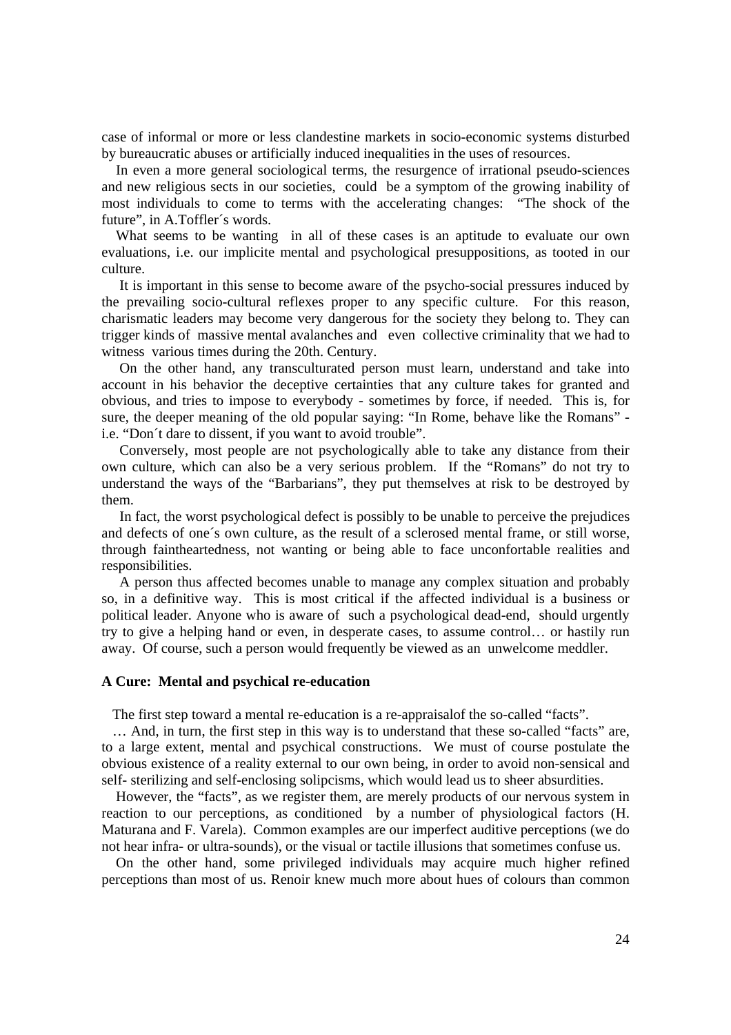case of informal or more or less clandestine markets in socio-economic systems disturbed by bureaucratic abuses or artificially induced inequalities in the uses of resources.

In even a more general sociological terms, the resurgence of irrational pseudo-sciences and new religious sects in our societies, could be a symptom of the growing inability of most individuals to come to terms with the accelerating changes: "The shock of the future", in A.Toffler´s words.

What seems to be wanting in all of these cases is an aptitude to evaluate our own evaluations, i.e. our implicite mental and psychological presuppositions, as tooted in our culture.

It is important in this sense to become aware of the psycho-social pressures induced by the prevailing socio-cultural reflexes proper to any specific culture. For this reason, charismatic leaders may become very dangerous for the society they belong to. They can trigger kinds of massive mental avalanches and even collective criminality that we had to witness various times during the 20th. Century.

On the other hand, any transculturated person must learn, understand and take into account in his behavior the deceptive certainties that any culture takes for granted and obvious, and tries to impose to everybody - sometimes by force, if needed. This is, for sure, the deeper meaning of the old popular saying: "In Rome, behave like the Romans" - i.e. "Don´t dare to dissent, if you want to avoid trouble".

Conversely, most people are not psychologically able to take any distance from their own culture, which can also be a very serious problem. If the "Romans" do not try to understand the ways of the "Barbarians", they put themselves at risk to be destroyed by them.

In fact, the worst psychological defect is possibly to be unable to perceive the prejudices and defects of one´s own culture, as the result of a sclerosed mental frame, or still worse, through faintheartedness, not wanting or being able to face unconfortable realities and responsibilities.

A person thus affected becomes unable to manage any complex situation and probably so, in a definitive way. This is most critical if the affected individual is a business or political leader. Anyone who is aware of such a psychological dead-end, should urgently try to give a helping hand or even, in desperate cases, to assume control… or hastily run away. Of course, such a person would frequently be viewed as an unwelcome meddler.

**A Cure: Mental and psychical re-education**

The first step toward a mental re-education is a re-appraisalof the so-called "facts".

… And, in turn, the first step in this way is to understand that these so-called "facts" are, to a large extent, mental and psychical constructions. We must of course postulate the obvious existence of a reality external to our own being, in order to avoid non-sensical and self- sterilizing and self-enclosing solipcsisms, which would lead us to sheer absurdities.

However, the "facts", as we register them, are merely products of our nervous system in reaction to our perceptions, as conditioned by a number of physiological factors (H. Maturana and F. Varela). Common examples are our imperfect auditive perceptions (we do not hear infra- or ultra-sounds), or the visual or tactile illusions that sometimes confuse us.

On the other hand, some privileged individuals may acquire much higher refined perceptions than most of us. Renoir knew much more about hues of colours than common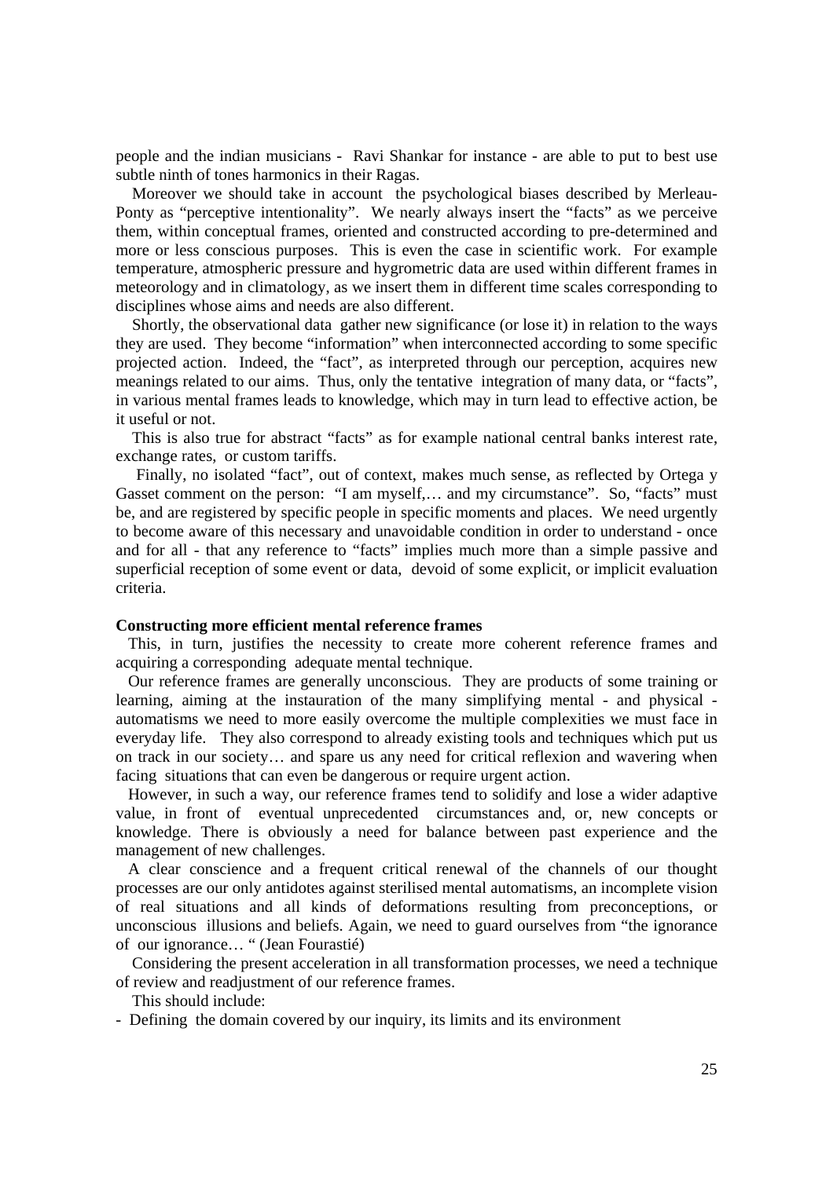people and the indian musicians - Ravi Shankar for instance - are able to put to best use subtle ninth of tones harmonics in their Ragas.

Moreover we should take in account the psychological biases described by Merleau-Ponty as "perceptive intentionality". We nearly always insert the "facts" as we perceive them, within conceptual frames, oriented and constructed according to pre-determined and more or less conscious purposes. This is even the case in scientific work. For example temperature, atmospheric pressure and hygrometric data are used within different frames in meteorology and in climatology, as we insert them in different time scales corresponding to disciplines whose aims and needs are also different.

Shortly, the observational data gather new significance (or lose it) in relation to the ways they are used. They become "information" when interconnected according to some specific projected action. Indeed, the "fact", as interpreted through our perception, acquires new meanings related to our aims. Thus, only the tentative integration of many data, or "facts", in various mental frames leads to knowledge, which may in turn lead to effective action, be it useful or not.

This is also true for abstract "facts" as for example national central banks interest rate, exchange rates, or custom tariffs.

Finally, no isolated "fact", out of context, makes much sense, as reflected by Ortega y Gasset comment on the person: "I am myself,… and my circumstance". So, "facts" must be, and are registered by specific people in specific moments and places. We need urgently to become aware of this necessary and unavoidable condition in order to understand - once and for all - that any reference to "facts" implies much more than a simple passive and superficial reception of some event or data, devoid of some explicit, or implicit evaluation criteria.

**Constructing more efficient mental reference frames**

This, in turn, justifies the necessity to create more coherent reference frames and acquiring a corresponding adequate mental technique.

Our reference frames are generally unconscious. They are products of some training or learning, aiming at the instauration of the many simplifying mental - and physical - automatisms we need to more easily overcome the multiple complexities we must face in everyday life. They also correspond to already existing tools and techniques which put us on track in our society… and spare us any need for critical reflexion and wavering when facing situations that can even be dangerous or require urgent action.

However, in such a way, our reference frames tend to solidify and lose a wider adaptive value, in front of eventual unprecedented circumstances and, or, new concepts or knowledge. There is obviously a need for balance between past experience and the management of new challenges.

A clear conscience and a frequent critical renewal of the channels of our thought processes are our only antidotes against sterilised mental automatisms, an incomplete vision of real situations and all kinds of deformations resulting from preconceptions, or unconscious illusions and beliefs. Again, we need to guard ourselves from "the ignorance of our ignorance… " (Jean Fourastié)

Considering the present acceleration in all transformation processes, we need a technique of review and readjustment of our reference frames.

This should include:

- Defining the domain covered by our inquiry, its limits and its environment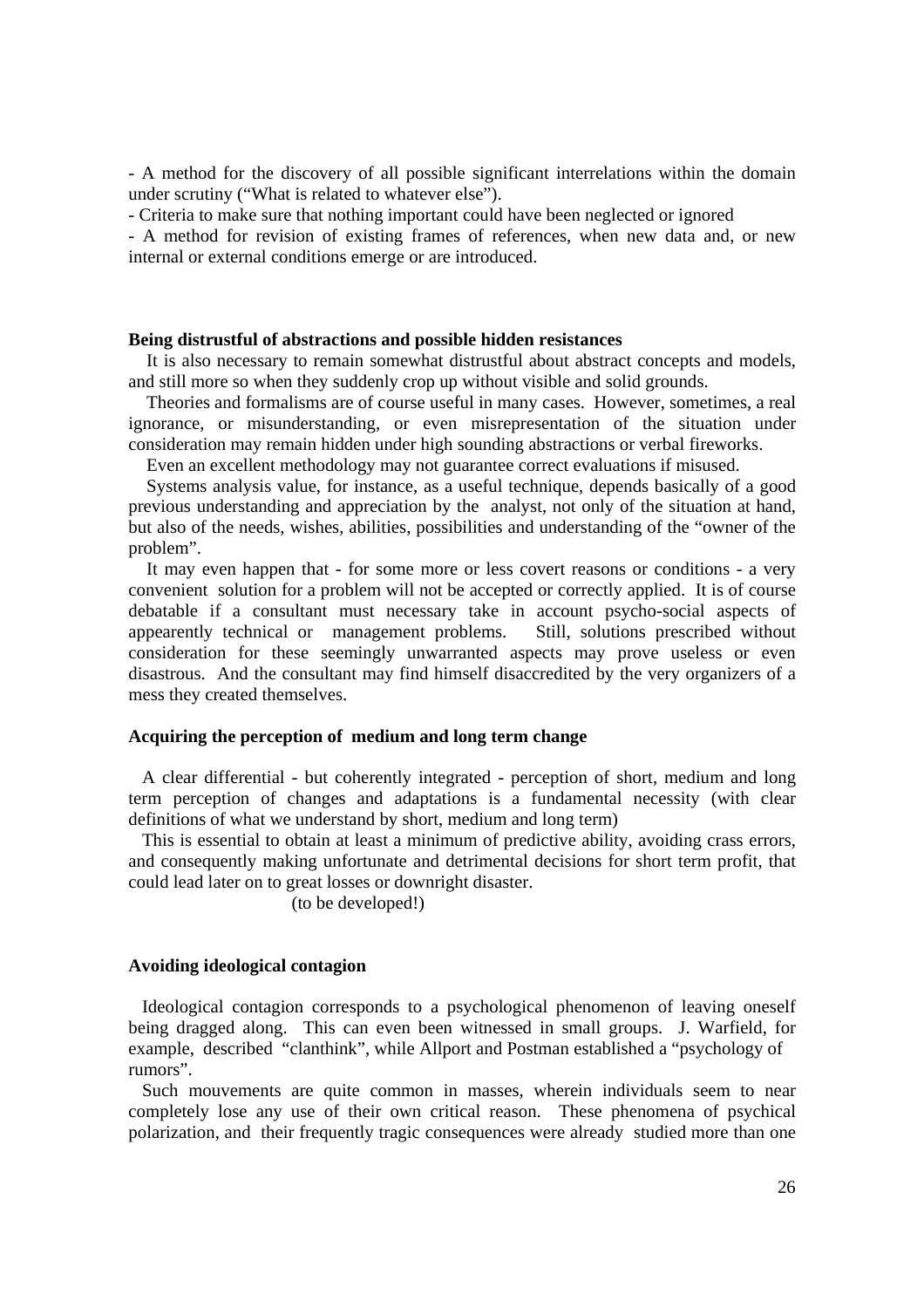- A method for the discovery of all possible significant interrelations within the domain under scrutiny ("What is related to whatever else").
- Criteria to make sure that nothing important could have been neglected or ignored
- A method for revision of existing frames of references, when new data and, or new internal or external conditions emerge or are introduced.

**Being distrustful of abstractions and possible hidden resistances**

It is also necessary to remain somewhat distrustful about abstract concepts and models, and still more so when they suddenly crop up without visible and solid grounds.

Theories and formalisms are of course useful in many cases. However, sometimes, a real ignorance, or misunderstanding, or even misrepresentation of the situation under consideration may remain hidden under high sounding abstractions or verbal fireworks.

Even an excellent methodology may not guarantee correct evaluations if misused.

Systems analysis value, for instance, as a useful technique, depends basically of a good previous understanding and appreciation by the analyst, not only of the situation at hand, but also of the needs, wishes, abilities, possibilities and understanding of the "owner of the problem".

It may even happen that - for some more or less covert reasons or conditions - a very convenient solution for a problem will not be accepted or correctly applied. It is of course debatable if a consultant must necessary take in account psycho-social aspects of appearently technical or management problems. Still, solutions prescribed without consideration for these seemingly unwarranted aspects may prove useless or even disastrous. And the consultant may find himself disaccredited by the very organizers of a mess they created themselves.

**Acquiring the perception of medium and long term change**

A clear differential - but coherently integrated - perception of short, medium and long term perception of changes and adaptations is a fundamental necessity (with clear definitions of what we understand by short, medium and long term)

This is essential to obtain at least a minimum of predictive ability, avoiding crass errors, and consequently making unfortunate and detrimental decisions for short term profit, that could lead later on to great losses or downright disaster.

(to be developed!)

**Avoiding ideological contagion**

Ideological contagion corresponds to a psychological phenomenon of leaving oneself being dragged along. This can even been witnessed in small groups. J. Warfield, for example, described "clanthink", while Allport and Postman established a "psychology of rumors".

Such mouvements are quite common in masses, wherein individuals seem to near completely lose any use of their own critical reason. These phenomena of psychical polarization, and their frequently tragic consequences were already studied more than one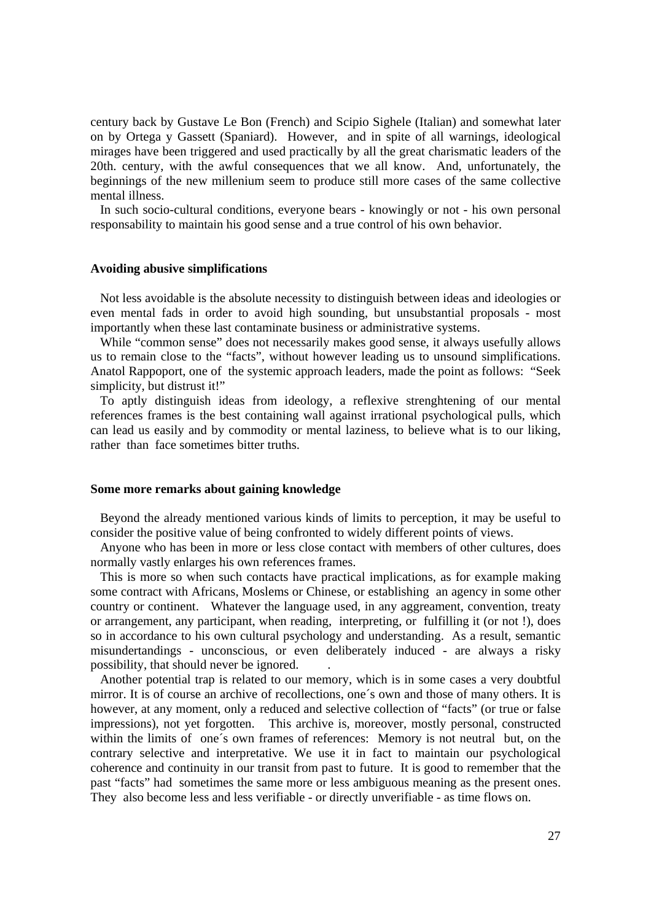century back by Gustave Le Bon (French) and Scipio Sighele (Italian) and somewhat later on by Ortega y Gassett (Spaniard). However, and in spite of all warnings, ideological mirages have been triggered and used practically by all the great charismatic leaders of the 20th. century, with the awful consequences that we all know. And, unfortunately, the beginnings of the new millenium seem to produce still more cases of the same collective mental illness.

In such socio-cultural conditions, everyone bears - knowingly or not - his own personal responsability to maintain his good sense and a true control of his own behavior.

### Avoiding abusive simplifications

Not less avoidable is the absolute necessity to distinguish between ideas and ideologies or even mental fads in order to avoid high sounding, but unsubstantial proposals - most importantly when these last contaminate business or administrative systems.

While "common sense" does not necessarily makes good sense, it always usefully allows us to remain close to the "facts", without however leading us to unsound simplifications. Anatol Rappoport, one of the systemic approach leaders, made the point as follows: "Seek simplicity, but distrust it!"

To aptly distinguish ideas from ideology, a reflexive strenghtening of our mental references frames is the best containing wall against irrational psychological pulls, which can lead us easily and by commodity or mental laziness, to believe what is to our liking, rather than face sometimes bitter truths.

### Some more remarks about gaining knowledge

Beyond the already mentioned various kinds of limits to perception, it may be useful to consider the positive value of being confronted to widely different points of views.

Anyone who has been in more or less close contact with members of other cultures, does normally vastly enlarges his own references frames.

This is more so when such contacts have practical implications, as for example making some contract with Africans, Moslems or Chinese, or establishing an agency in some other country or continent. Whatever the language used, in any aggreament, convention, treaty or arrangement, any participant, when reading, interpreting, or fulfilling it (or not !), does so in accordance to his own cultural psychology and understanding. As a result, semantic misundertandings - unconscious, or even deliberately induced - are always a risky possibility, that should never be ignored.

Another potential trap is related to our memory, which is in some cases a very doubtful mirror. It is of course an archive of recollections, one´s own and those of many others. It is however, at any moment, only a reduced and selective collection of "facts" (or true or false impressions), not yet forgotten. This archive is, moreover, mostly personal, constructed within the limits of one´s own frames of references: Memory is not neutral but, on the contrary selective and interpretative. We use it in fact to maintain our psychological coherence and continuity in our transit from past to future. It is good to remember that the past "facts" had sometimes the same more or less ambiguous meaning as the present ones. They also become less and less verifiable - or directly unverifiable - as time flows on.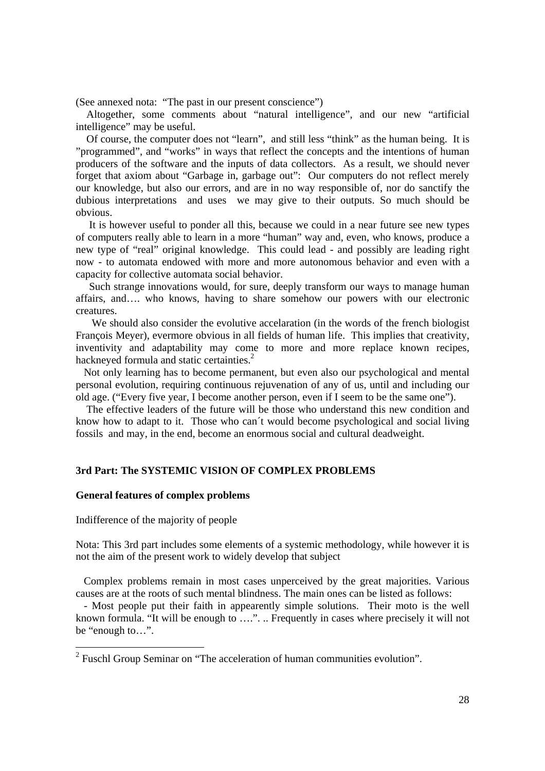(See annexed nota: "The past in our present conscience")

Altogether, some comments about "natural intelligence", and our new "artificial intelligence" may be useful.

Of course, the computer does not "learn", and still less "think" as the human being. It is "programmed", and "works" in ways that reflect the concepts and the intentions of human producers of the software and the inputs of data collectors. As a result, we should never forget that axiom about "Garbage in, garbage out": Our computers do not reflect merely our knowledge, but also our errors, and are in no way responsible of, nor do sanctify the dubious interpretations and uses we may give to their outputs. So much should be obvious.

It is however useful to ponder all this, because we could in a near future see new types of computers really able to learn in a more "human" way and, even, who knows, produce a new type of "real" original knowledge. This could lead - and possibly are leading right now - to automata endowed with more and more autonomous behavior and even with a capacity for collective automata social behavior.

Such strange innovations would, for sure, deeply transform our ways to manage human affairs, and…. who knows, having to share somehow our powers with our electronic creatures.

We should also consider the evolutive accelaration (in the words of the french biologist François Meyer), evermore obvious in all fields of human life. This implies that creativity, inventivity and adaptability may come to more and more replace known recipes, hackneyed formula and static certainties.[2]

Not only learning has to become permanent, but even also our psychological and mental personal evolution, requiring continuous rejuvenation of any of us, until and including our old age. ("Every five year, I become another person, even if I seem to be the same one").

The effective leaders of the future will be those who understand this new condition and know how to adapt to it. Those who can´t would become psychological and social living fossils and may, in the end, become an enormous social and cultural deadweight.

## 3rd Part: The SYSTEMIC VISION OF COMPLEX PROBLEMS

### General features of complex problems

Indifference of the majority of people

Nota: This 3rd part includes some elements of a systemic methodology, while however it is not the aim of the present work to widely develop that subject

Complex problems remain in most cases unperceived by the great majorities. Various causes are at the roots of such mental blindness. The main ones can be listed as follows:

- Most people put their faith in appearently simple solutions. Their moto is the well known formula. "It will be enough to ….". .. Frequently in cases where precisely it will not be "enough to…".

---

[2] Fuschl Group Seminar on "The acceleration of human communities evolution".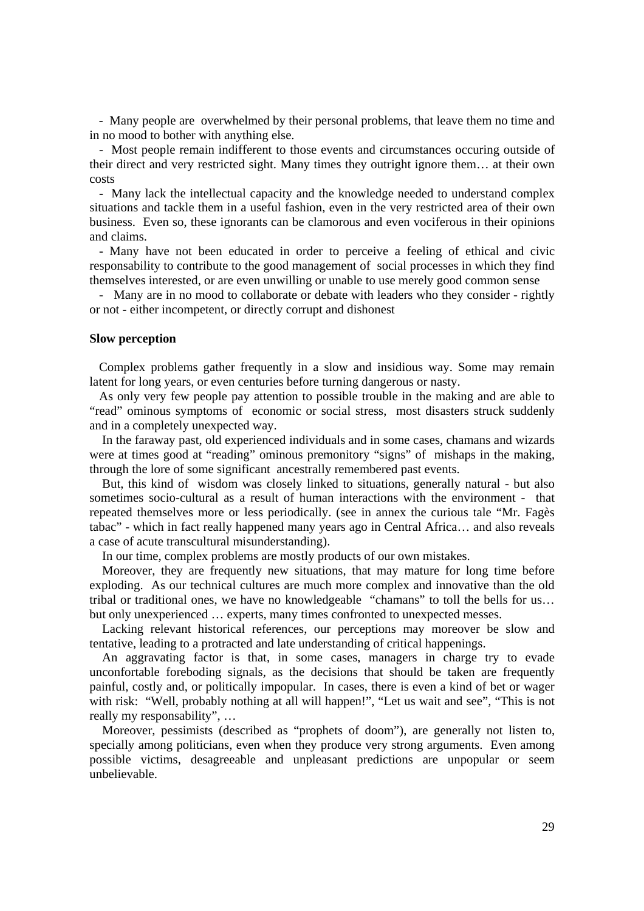- Many people are overwhelmed by their personal problems, that leave them no time and in no mood to bother with anything else.

- Most people remain indifferent to those events and circumstances occuring outside of their direct and very restricted sight. Many times they outright ignore them… at their own costs

- Many lack the intellectual capacity and the knowledge needed to understand complex situations and tackle them in a useful fashion, even in the very restricted area of their own business. Even so, these ignorants can be clamorous and even vociferous in their opinions and claims.

- Many have not been educated in order to perceive a feeling of ethical and civic responsability to contribute to the good management of social processes in which they find themselves interested, or are even unwilling or unable to use merely good common sense

- Many are in no mood to collaborate or debate with leaders who they consider - rightly or not - either incompetent, or directly corrupt and dishonest

**Slow perception**

Complex problems gather frequently in a slow and insidious way. Some may remain latent for long years, or even centuries before turning dangerous or nasty.

As only very few people pay attention to possible trouble in the making and are able to "read" ominous symptoms of economic or social stress, most disasters struck suddenly and in a completely unexpected way.

In the faraway past, old experienced individuals and in some cases, chamans and wizards were at times good at "reading" ominous premonitory "signs" of mishaps in the making, through the lore of some significant ancestrally remembered past events.

But, this kind of wisdom was closely linked to situations, generally natural - but also sometimes socio-cultural as a result of human interactions with the environment - that repeated themselves more or less periodically. (see in annex the curious tale "Mr. Fagès tabac" - which in fact really happened many years ago in Central Africa… and also reveals a case of acute transcultural misunderstanding).

In our time, complex problems are mostly products of our own mistakes.

Moreover, they are frequently new situations, that may mature for long time before exploding. As our technical cultures are much more complex and innovative than the old tribal or traditional ones, we have no knowledgeable "chamans" to toll the bells for us… but only unexperienced … experts, many times confronted to unexpected messes.

Lacking relevant historical references, our perceptions may moreover be slow and tentative, leading to a protracted and late understanding of critical happenings.

An aggravating factor is that, in some cases, managers in charge try to evade unconfortable foreboding signals, as the decisions that should be taken are frequently painful, costly and, or politically impopular. In cases, there is even a kind of bet or wager with risk: "Well, probably nothing at all will happen!", "Let us wait and see", "This is not really my responsability", …

Moreover, pessimists (described as "prophets of doom"), are generally not listen to, specially among politicians, even when they produce very strong arguments. Even among possible victims, desagreeable and unpleasant predictions are unpopular or seem unbelievable.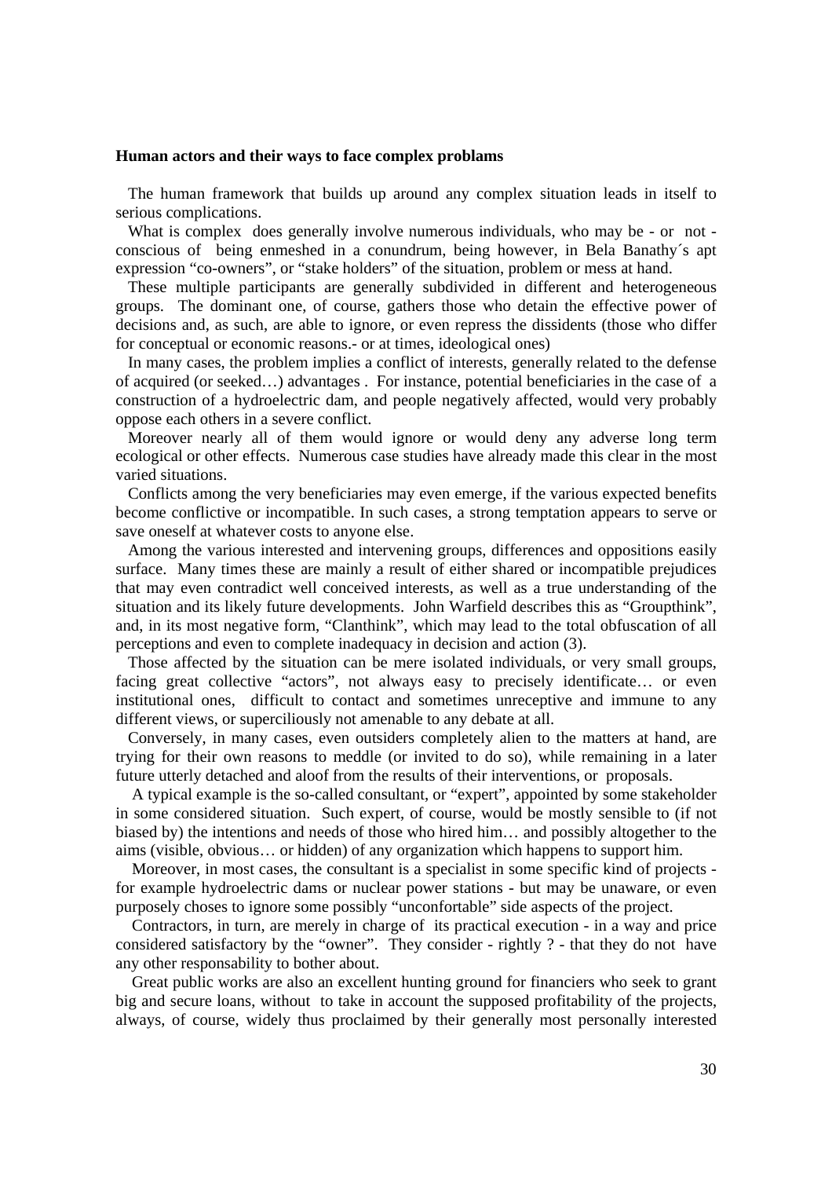**Human actors and their ways to face complex problams**

The human framework that builds up around any complex situation leads in itself to serious complications.

What is complex does generally involve numerous individuals, who may be - or not - conscious of being enmeshed in a conundrum, being however, in Bela Banathy´s apt expression "co-owners", or "stake holders" of the situation, problem or mess at hand.

These multiple participants are generally subdivided in different and heterogeneous groups. The dominant one, of course, gathers those who detain the effective power of decisions and, as such, are able to ignore, or even repress the dissidents (those who differ for conceptual or economic reasons.- or at times, ideological ones)

In many cases, the problem implies a conflict of interests, generally related to the defense of acquired (or seeked…) advantages . For instance, potential beneficiaries in the case of a construction of a hydroelectric dam, and people negatively affected, would very probably oppose each others in a severe conflict.

Moreover nearly all of them would ignore or would deny any adverse long term ecological or other effects. Numerous case studies have already made this clear in the most varied situations.

Conflicts among the very beneficiaries may even emerge, if the various expected benefits become conflictive or incompatible. In such cases, a strong temptation appears to serve or save oneself at whatever costs to anyone else.

Among the various interested and intervening groups, differences and oppositions easily surface. Many times these are mainly a result of either shared or incompatible prejudices that may even contradict well conceived interests, as well as a true understanding of the situation and its likely future developments. John Warfield describes this as "Groupthink", and, in its most negative form, "Clanthink", which may lead to the total obfuscation of all perceptions and even to complete inadequacy in decision and action (3).

Those affected by the situation can be mere isolated individuals, or very small groups, facing great collective "actors", not always easy to precisely identificate… or even institutional ones, difficult to contact and sometimes unreceptive and immune to any different views, or superciliously not amenable to any debate at all.

Conversely, in many cases, even outsiders completely alien to the matters at hand, are trying for their own reasons to meddle (or invited to do so), while remaining in a later future utterly detached and aloof from the results of their interventions, or proposals.

A typical example is the so-called consultant, or "expert", appointed by some stakeholder in some considered situation. Such expert, of course, would be mostly sensible to (if not biased by) the intentions and needs of those who hired him… and possibly altogether to the aims (visible, obvious… or hidden) of any organization which happens to support him.

Moreover, in most cases, the consultant is a specialist in some specific kind of projects - for example hydroelectric dams or nuclear power stations - but may be unaware, or even purposely choses to ignore some possibly "unconfortable" side aspects of the project.

Contractors, in turn, are merely in charge of its practical execution - in a way and price considered satisfactory by the "owner". They consider - rightly ? - that they do not have any other responsability to bother about.

Great public works are also an excellent hunting ground for financiers who seek to grant big and secure loans, without to take in account the supposed profitability of the projects, always, of course, widely thus proclaimed by their generally most personally interested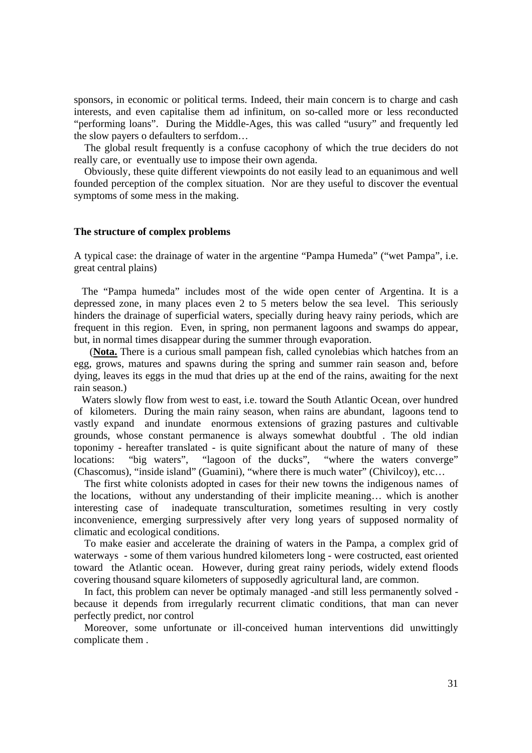sponsors, in economic or political terms. Indeed, their main concern is to charge and cash interests, and even capitalise them ad infinitum, on so-called more or less reconducted "performing loans". During the Middle-Ages, this was called "usury" and frequently led the slow payers o defaulters to serfdom…

The global result frequently is a confuse cacophony of which the true deciders do not really care, or eventually use to impose their own agenda.

Obviously, these quite different viewpoints do not easily lead to an equanimous and well founded perception of the complex situation. Nor are they useful to discover the eventual symptoms of some mess in the making.

**The structure of complex problems**

A typical case: the drainage of water in the argentine "Pampa Humeda" ("wet Pampa", i.e. great central plains)

The "Pampa humeda" includes most of the wide open center of Argentina. It is a depressed zone, in many places even 2 to 5 meters below the sea level. This seriously hinders the drainage of superficial waters, specially during heavy rainy periods, which are frequent in this region. Even, in spring, non permanent lagoons and swamps do appear, but, in normal times disappear during the summer through evaporation.

(**Nota.** There is a curious small pampean fish, called cynolebias which hatches from an egg, grows, matures and spawns during the spring and summer rain season and, before dying, leaves its eggs in the mud that dries up at the end of the rains, awaiting for the next rain season.)

Waters slowly flow from west to east, i.e. toward the South Atlantic Ocean, over hundred of kilometers. During the main rainy season, when rains are abundant, lagoons tend to vastly expand and inundate enormous extensions of grazing pastures and cultivable grounds, whose constant permanence is always somewhat doubtful . The old indian toponimy - hereafter translated - is quite significant about the nature of many of these locations: "big waters", "lagoon of the ducks", "where the waters converge" (Chascomus), "inside island" (Guamini), "where there is much water" (Chivilcoy), etc…

The first white colonists adopted in cases for their new towns the indigenous names of the locations, without any understanding of their implicite meaning… which is another interesting case of inadequate transculturation, sometimes resulting in very costly inconvenience, emerging surpressively after very long years of supposed normality of climatic and ecological conditions.

To make easier and accelerate the draining of waters in the Pampa, a complex grid of waterways - some of them various hundred kilometers long - were costructed, east oriented toward the Atlantic ocean. However, during great rainy periods, widely extend floods covering thousand square kilometers of supposedly agricultural land, are common.

In fact, this problem can never be optimaly managed -and still less permanently solved - because it depends from irregularly recurrent climatic conditions, that man can never perfectly predict, nor control

Moreover, some unfortunate or ill-conceived human interventions did unwittingly complicate them .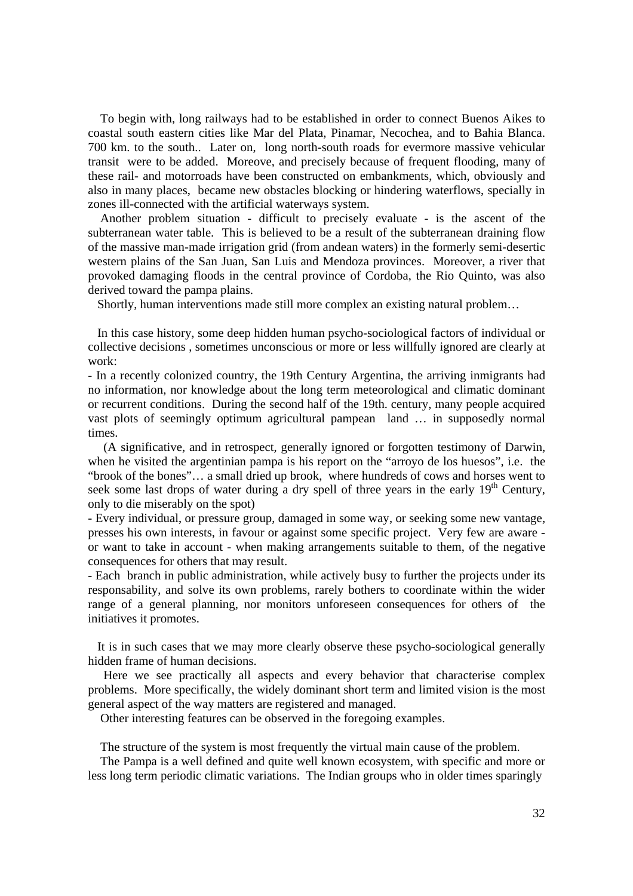To begin with, long railways had to be established in order to connect Buenos Aikes to coastal south eastern cities like Mar del Plata, Pinamar, Necochea, and to Bahia Blanca. 700 km. to the south.. Later on, long north-south roads for evermore massive vehicular transit were to be added. Moreove, and precisely because of frequent flooding, many of these rail- and motorroads have been constructed on embankments, which, obviously and also in many places, became new obstacles blocking or hindering waterflows, specially in zones ill-connected with the artificial waterways system.

Another problem situation - difficult to precisely evaluate - is the ascent of the subterranean water table. This is believed to be a result of the subterranean draining flow of the massive man-made irrigation grid (from andean waters) in the formerly semi-desertic western plains of the San Juan, San Luis and Mendoza provinces. Moreover, a river that provoked damaging floods in the central province of Cordoba, the Rio Quinto, was also derived toward the pampa plains.

Shortly, human interventions made still more complex an existing natural problem…

In this case history, some deep hidden human psycho-sociological factors of individual or collective decisions , sometimes unconscious or more or less willfully ignored are clearly at work:

- In a recently colonized country, the 19th Century Argentina, the arriving inmigrants had no information, nor knowledge about the long term meteorological and climatic dominant or recurrent conditions. During the second half of the 19th. century, many people acquired vast plots of seemingly optimum agricultural pampean land … in supposedly normal times.

  (A significative, and in retrospect, generally ignored or forgotten testimony of Darwin, when he visited the argentinian pampa is his report on the "arroyo de los huesos", i.e. the "brook of the bones"… a small dried up brook, where hundreds of cows and horses went to seek some last drops of water during a dry spell of three years in the early 19th Century, only to die miserably on the spot)

- Every individual, or pressure group, damaged in some way, or seeking some new vantage, presses his own interests, in favour or against some specific project. Very few are aware - or want to take in account - when making arrangements suitable to them, of the negative consequences for others that may result.
- Each branch in public administration, while actively busy to further the projects under its responsability, and solve its own problems, rarely bothers to coordinate within the wider range of a general planning, nor monitors unforeseen consequences for others of the initiatives it promotes.

It is in such cases that we may more clearly observe these psycho-sociological generally hidden frame of human decisions.

Here we see practically all aspects and every behavior that characterise complex problems. More specifically, the widely dominant short term and limited vision is the most general aspect of the way matters are registered and managed.

Other interesting features can be observed in the foregoing examples.

The structure of the system is most frequently the virtual main cause of the problem.

The Pampa is a well defined and quite well known ecosystem, with specific and more or less long term periodic climatic variations. The Indian groups who in older times sparingly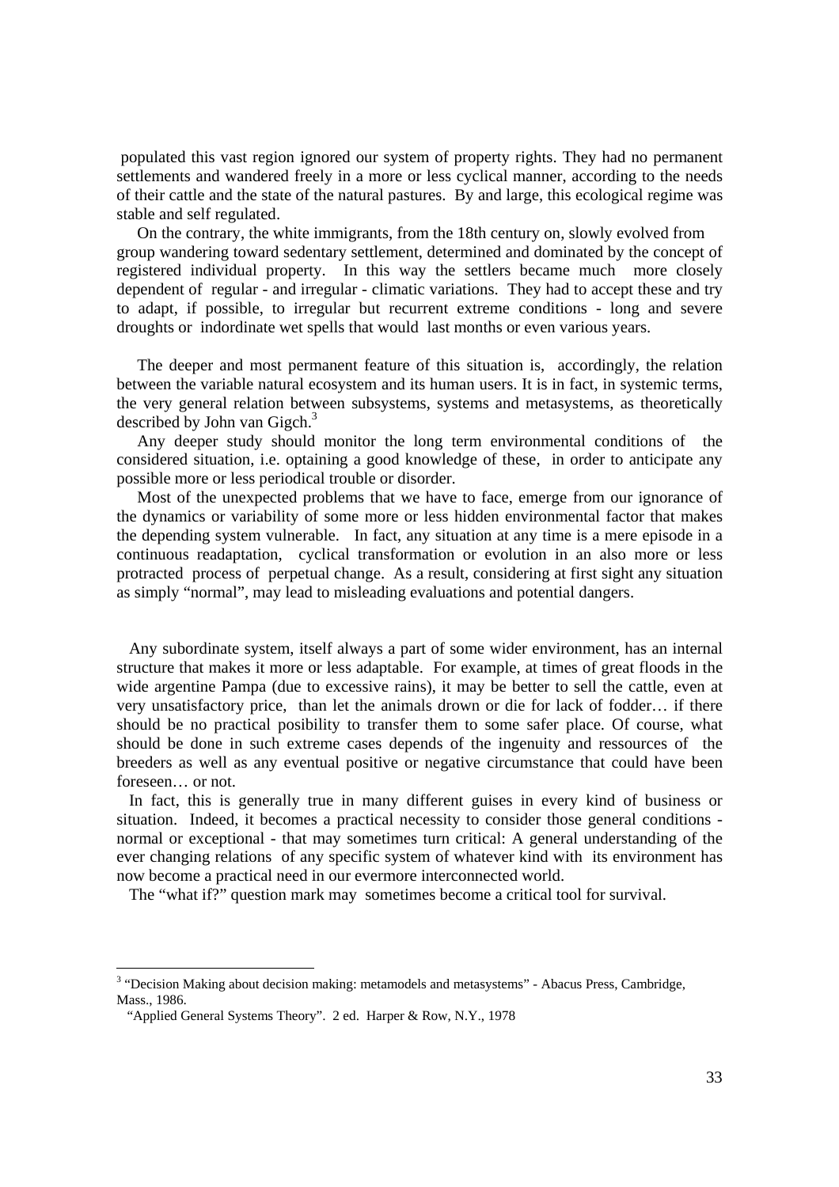populated this vast region ignored our system of property rights. They had no permanent settlements and wandered freely in a more or less cyclical manner, according to the needs of their cattle and the state of the natural pastures. By and large, this ecological regime was stable and self regulated.

On the contrary, the white immigrants, from the 18th century on, slowly evolved from group wandering toward sedentary settlement, determined and dominated by the concept of registered individual property. In this way the settlers became much more closely dependent of regular - and irregular - climatic variations. They had to accept these and try to adapt, if possible, to irregular but recurrent extreme conditions - long and severe droughts or indordinate wet spells that would last months or even various years.

The deeper and most permanent feature of this situation is, accordingly, the relation between the variable natural ecosystem and its human users. It is in fact, in systemic terms, the very general relation between subsystems, systems and metasystems, as theoretically described by John van Gigch.[3]

Any deeper study should monitor the long term environmental conditions of the considered situation, i.e. optaining a good knowledge of these, in order to anticipate any possible more or less periodical trouble or disorder.

Most of the unexpected problems that we have to face, emerge from our ignorance of the dynamics or variability of some more or less hidden environmental factor that makes the depending system vulnerable. In fact, any situation at any time is a mere episode in a continuous readaptation, cyclical transformation or evolution in an also more or less protracted process of perpetual change. As a result, considering at first sight any situation as simply "normal", may lead to misleading evaluations and potential dangers.

Any subordinate system, itself always a part of some wider environment, has an internal structure that makes it more or less adaptable. For example, at times of great floods in the wide argentine Pampa (due to excessive rains), it may be better to sell the cattle, even at very unsatisfactory price, than let the animals drown or die for lack of fodder… if there should be no practical posibility to transfer them to some safer place. Of course, what should be done in such extreme cases depends of the ingenuity and ressources of the breeders as well as any eventual positive or negative circumstance that could have been foreseen… or not.

In fact, this is generally true in many different guises in every kind of business or situation. Indeed, it becomes a practical necessity to consider those general conditions - normal or exceptional - that may sometimes turn critical: A general understanding of the ever changing relations of any specific system of whatever kind with its environment has now become a practical need in our evermore interconnected world.

The "what if?" question mark may sometimes become a critical tool for survival.

---

[3] "Decision Making about decision making: metamodels and metasystems" - Abacus Press, Cambridge, Mass., 1986.
"Applied General Systems Theory". 2 ed. Harper & Row, N.Y., 1978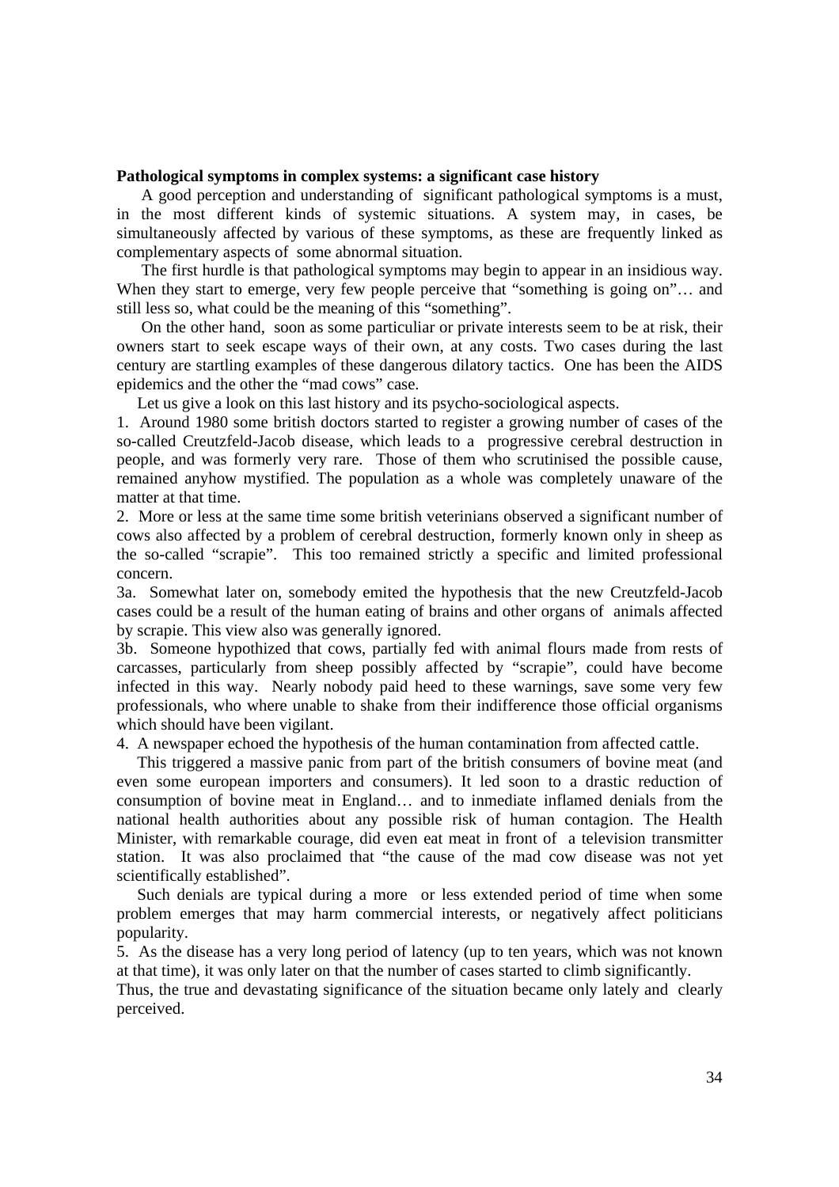**Pathological symptoms in complex systems: a significant case history**

A good perception and understanding of significant pathological symptoms is a must, in the most different kinds of systemic situations. A system may, in cases, be simultaneously affected by various of these symptoms, as these are frequently linked as complementary aspects of some abnormal situation.

The first hurdle is that pathological symptoms may begin to appear in an insidious way. When they start to emerge, very few people perceive that "something is going on"… and still less so, what could be the meaning of this "something".

On the other hand, soon as some particuliar or private interests seem to be at risk, their owners start to seek escape ways of their own, at any costs. Two cases during the last century are startling examples of these dangerous dilatory tactics. One has been the AIDS epidemics and the other the "mad cows" case.

Let us give a look on this last history and its psycho-sociological aspects.

1. Around 1980 some british doctors started to register a growing number of cases of the so-called Creutzfeld-Jacob disease, which leads to a progressive cerebral destruction in people, and was formerly very rare. Those of them who scrutinised the possible cause, remained anyhow mystified. The population as a whole was completely unaware of the matter at that time.

2. More or less at the same time some british veterinians observed a significant number of cows also affected by a problem of cerebral destruction, formerly known only in sheep as the so-called "scrapie". This too remained strictly a specific and limited professional concern.

3a. Somewhat later on, somebody emited the hypothesis that the new Creutzfeld-Jacob cases could be a result of the human eating of brains and other organs of animals affected by scrapie. This view also was generally ignored.

3b. Someone hypothized that cows, partially fed with animal flours made from rests of carcasses, particularly from sheep possibly affected by "scrapie", could have become infected in this way. Nearly nobody paid heed to these warnings, save some very few professionals, who where unable to shake from their indifference those official organisms which should have been vigilant.

4. A newspaper echoed the hypothesis of the human contamination from affected cattle.

This triggered a massive panic from part of the british consumers of bovine meat (and even some european importers and consumers). It led soon to a drastic reduction of consumption of bovine meat in England… and to inmediate inflamed denials from the national health authorities about any possible risk of human contagion. The Health Minister, with remarkable courage, did even eat meat in front of a television transmitter station. It was also proclaimed that "the cause of the mad cow disease was not yet scientifically established".

Such denials are typical during a more or less extended period of time when some problem emerges that may harm commercial interests, or negatively affect politicians popularity.

5. As the disease has a very long period of latency (up to ten years, which was not known at that time), it was only later on that the number of cases started to climb significantly.

Thus, the true and devastating significance of the situation became only lately and clearly perceived.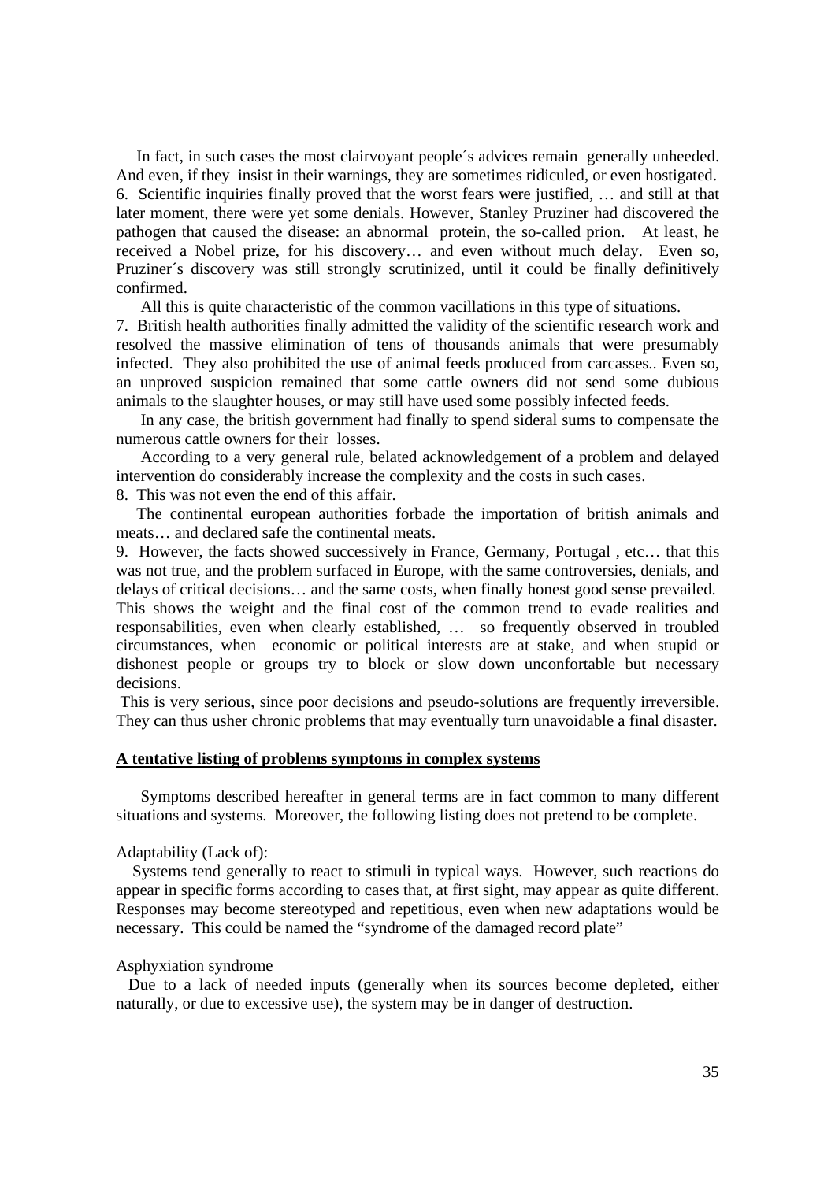In fact, in such cases the most clairvoyant people´s advices remain generally unheeded. And even, if they insist in their warnings, they are sometimes ridiculed, or even hostigated.

6. Scientific inquiries finally proved that the worst fears were justified, … and still at that later moment, there were yet some denials. However, Stanley Pruziner had discovered the pathogen that caused the disease: an abnormal protein, the so-called prion. At least, he received a Nobel prize, for his discovery… and even without much delay. Even so, Pruziner´s discovery was still strongly scrutinized, until it could be finally definitively confirmed.

All this is quite characteristic of the common vacillations in this type of situations.

7. British health authorities finally admitted the validity of the scientific research work and resolved the massive elimination of tens of thousands animals that were presumably infected. They also prohibited the use of animal feeds produced from carcasses.. Even so, an unproved suspicion remained that some cattle owners did not send some dubious animals to the slaughter houses, or may still have used some possibly infected feeds.

In any case, the british government had finally to spend sideral sums to compensate the numerous cattle owners for their losses.

According to a very general rule, belated acknowledgement of a problem and delayed intervention do considerably increase the complexity and the costs in such cases.

8. This was not even the end of this affair.

The continental european authorities forbade the importation of british animals and meats… and declared safe the continental meats.

9. However, the facts showed successively in France, Germany, Portugal , etc… that this was not true, and the problem surfaced in Europe, with the same controversies, denials, and delays of critical decisions… and the same costs, when finally honest good sense prevailed. This shows the weight and the final cost of the common trend to evade realities and responsabilities, even when clearly established, … so frequently observed in troubled circumstances, when economic or political interests are at stake, and when stupid or dishonest people or groups try to block or slow down unconfortable but necessary decisions.

This is very serious, since poor decisions and pseudo-solutions are frequently irreversible. They can thus usher chronic problems that may eventually turn unavoidable a final disaster.

**A tentative listing of problems symptoms in complex systems**

Symptoms described hereafter in general terms are in fact common to many different situations and systems. Moreover, the following listing does not pretend to be complete.

Adaptability (Lack of):

Systems tend generally to react to stimuli in typical ways. However, such reactions do appear in specific forms according to cases that, at first sight, may appear as quite different. Responses may become stereotyped and repetitious, even when new adaptations would be necessary. This could be named the "syndrome of the damaged record plate"

Asphyxiation syndrome

Due to a lack of needed inputs (generally when its sources become depleted, either naturally, or due to excessive use), the system may be in danger of destruction.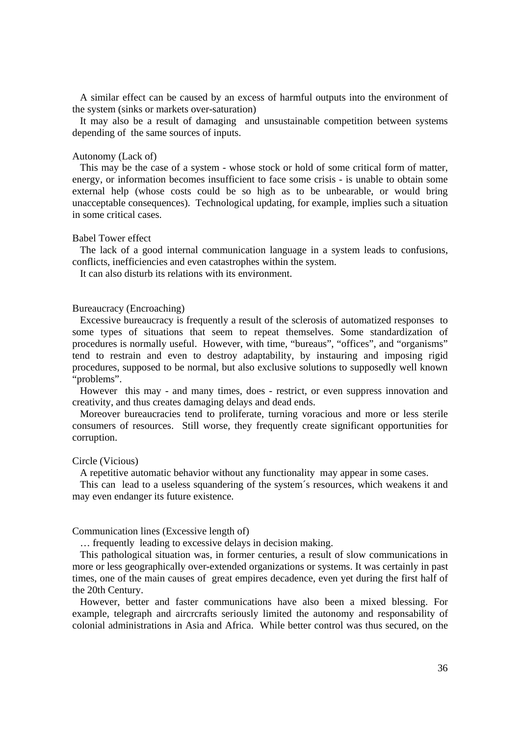A similar effect can be caused by an excess of harmful outputs into the environment of the system (sinks or markets over-saturation)

It may also be a result of damaging and unsustainable competition between systems depending of the same sources of inputs.

Autonomy (Lack of)

This may be the case of a system - whose stock or hold of some critical form of matter, energy, or information becomes insufficient to face some crisis - is unable to obtain some external help (whose costs could be so high as to be unbearable, or would bring unacceptable consequences). Technological updating, for example, implies such a situation in some critical cases.

Babel Tower effect

The lack of a good internal communication language in a system leads to confusions, conflicts, inefficiencies and even catastrophes within the system.

It can also disturb its relations with its environment.

Bureaucracy (Encroaching)

Excessive bureaucracy is frequently a result of the sclerosis of automatized responses to some types of situations that seem to repeat themselves. Some standardization of procedures is normally useful. However, with time, "bureaus", "offices", and "organisms" tend to restrain and even to destroy adaptability, by instauring and imposing rigid procedures, supposed to be normal, but also exclusive solutions to supposedly well known "problems".

However this may - and many times, does - restrict, or even suppress innovation and creativity, and thus creates damaging delays and dead ends.

Moreover bureaucracies tend to proliferate, turning voracious and more or less sterile consumers of resources. Still worse, they frequently create significant opportunities for corruption.

Circle (Vicious)

A repetitive automatic behavior without any functionality may appear in some cases.

This can lead to a useless squandering of the system´s resources, which weakens it and may even endanger its future existence.

Communication lines (Excessive length of)

… frequently leading to excessive delays in decision making.

This pathological situation was, in former centuries, a result of slow communications in more or less geographically over-extended organizations or systems. It was certainly in past times, one of the main causes of great empires decadence, even yet during the first half of the 20th Century.

However, better and faster communications have also been a mixed blessing. For example, telegraph and aircrcrafts seriously limited the autonomy and responsability of colonial administrations in Asia and Africa. While better control was thus secured, on the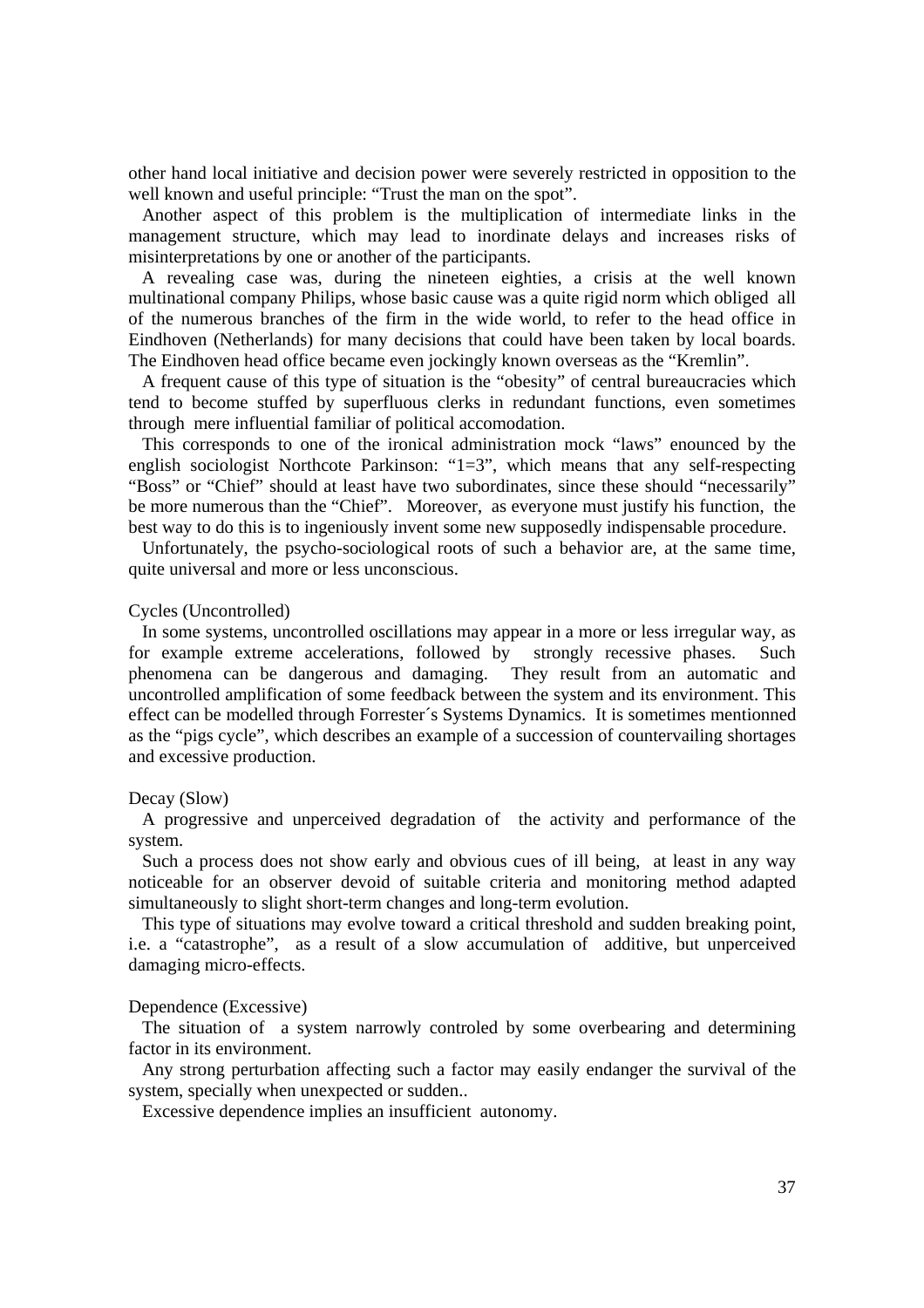other hand local initiative and decision power were severely restricted in opposition to the well known and useful principle: “Trust the man on the spot”.

Another aspect of this problem is the multiplication of intermediate links in the management structure, which may lead to inordinate delays and increases risks of misinterpretations by one or another of the participants.

A revealing case was, during the nineteen eighties, a crisis at the well known multinational company Philips, whose basic cause was a quite rigid norm which obliged all of the numerous branches of the firm in the wide world, to refer to the head office in Eindhoven (Netherlands) for many decisions that could have been taken by local boards. The Eindhoven head office became even jockingly known overseas as the “Kremlin”.

A frequent cause of this type of situation is the “obesity” of central bureaucracies which tend to become stuffed by superfluous clerks in redundant functions, even sometimes through mere influential familiar of political accomodation.

This corresponds to one of the ironical administration mock “laws” enounced by the english sociologist Northcote Parkinson: “1=3”, which means that any self-respecting “Boss” or “Chief” should at least have two subordinates, since these should “necessarily” be more numerous than the “Chief”. Moreover, as everyone must justify his function, the best way to do this is to ingeniously invent some new supposedly indispensable procedure.

Unfortunately, the psycho-sociological roots of such a behavior are, at the same time, quite universal and more or less unconscious.

Cycles (Uncontrolled)

In some systems, uncontrolled oscillations may appear in a more or less irregular way, as for example extreme accelerations, followed by strongly recessive phases. Such phenomena can be dangerous and damaging. They result from an automatic and uncontrolled amplification of some feedback between the system and its environment. This effect can be modelled through Forrester´s Systems Dynamics. It is sometimes mentionned as the “pigs cycle”, which describes an example of a succession of countervailing shortages and excessive production.

Decay (Slow)

A progressive and unperceived degradation of the activity and performance of the system.

Such a process does not show early and obvious cues of ill being, at least in any way noticeable for an observer devoid of suitable criteria and monitoring method adapted simultaneously to slight short-term changes and long-term evolution.

This type of situations may evolve toward a critical threshold and sudden breaking point, i.e. a “catastrophe”, as a result of a slow accumulation of additive, but unperceived damaging micro-effects.

Dependence (Excessive)

The situation of a system narrowly controled by some overbearing and determining factor in its environment.

Any strong perturbation affecting such a factor may easily endanger the survival of the system, specially when unexpected or sudden..

Excessive dependence implies an insufficient autonomy.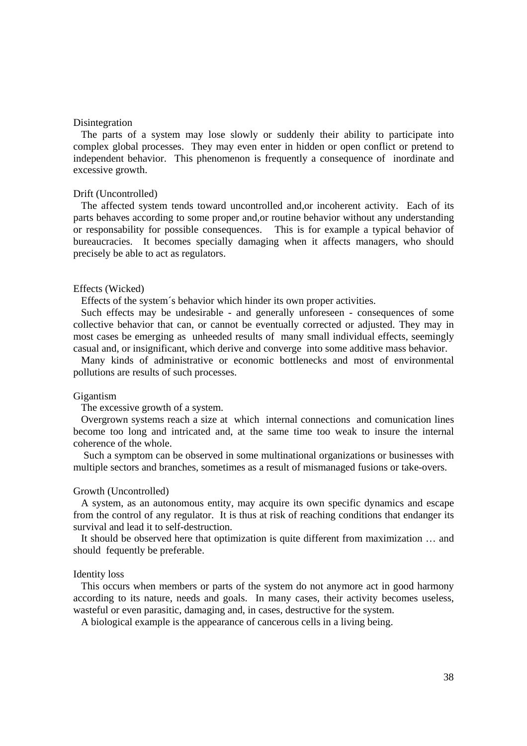Disintegration

The parts of a system may lose slowly or suddenly their ability to participate into complex global processes. They may even enter in hidden or open conflict or pretend to independent behavior. This phenomenon is frequently a consequence of inordinate and excessive growth.

Drift (Uncontrolled)

The affected system tends toward uncontrolled and,or incoherent activity. Each of its parts behaves according to some proper and,or routine behavior without any understanding or responsability for possible consequences. This is for example a typical behavior of bureaucracies. It becomes specially damaging when it affects managers, who should precisely be able to act as regulators.

Effects (Wicked)

Effects of the system´s behavior which hinder its own proper activities.

Such effects may be undesirable - and generally unforeseen - consequences of some collective behavior that can, or cannot be eventually corrected or adjusted. They may in most cases be emerging as unheeded results of many small individual effects, seemingly casual and, or insignificant, which derive and converge into some additive mass behavior.

Many kinds of administrative or economic bottlenecks and most of environmental pollutions are results of such processes.

Gigantism

The excessive growth of a system.

Overgrown systems reach a size at which internal connections and comunication lines become too long and intricated and, at the same time too weak to insure the internal coherence of the whole.

Such a symptom can be observed in some multinational organizations or businesses with multiple sectors and branches, sometimes as a result of mismanaged fusions or take-overs.

Growth (Uncontrolled)

A system, as an autonomous entity, may acquire its own specific dynamics and escape from the control of any regulator. It is thus at risk of reaching conditions that endanger its survival and lead it to self-destruction.

It should be observed here that optimization is quite different from maximization … and should fequently be preferable.

Identity loss

This occurs when members or parts of the system do not anymore act in good harmony according to its nature, needs and goals. In many cases, their activity becomes useless, wasteful or even parasitic, damaging and, in cases, destructive for the system.

A biological example is the appearance of cancerous cells in a living being.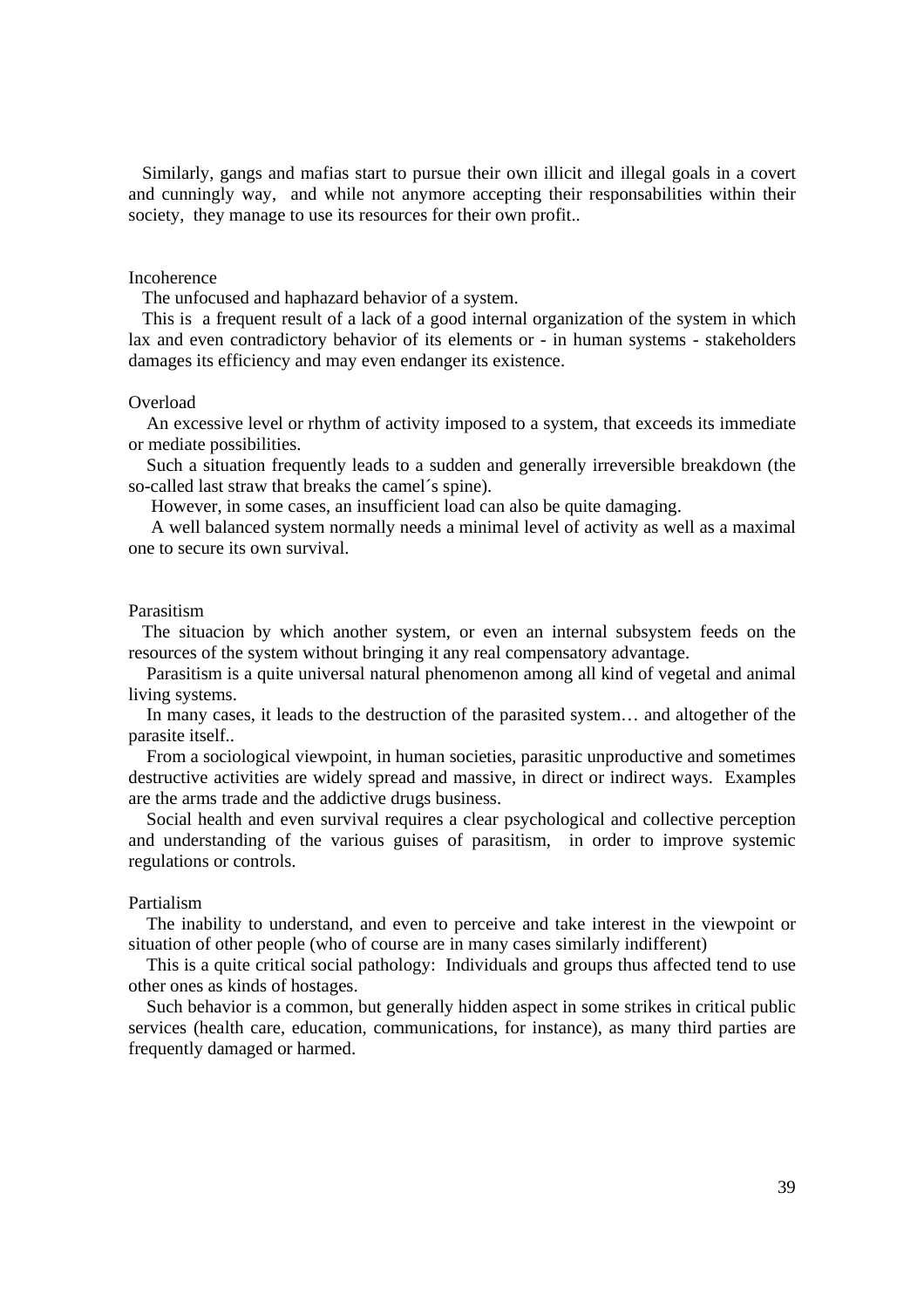Similarly, gangs and mafias start to pursue their own illicit and illegal goals in a covert and cunningly way, and while not anymore accepting their responsabilities within their society, they manage to use its resources for their own profit..

Incoherence

The unfocused and haphazard behavior of a system.

This is a frequent result of a lack of a good internal organization of the system in which lax and even contradictory behavior of its elements or - in human systems - stakeholders damages its efficiency and may even endanger its existence.

Overload

An excessive level or rhythm of activity imposed to a system, that exceeds its immediate or mediate possibilities.

Such a situation frequently leads to a sudden and generally irreversible breakdown (the so-called last straw that breaks the camel´s spine).

However, in some cases, an insufficient load can also be quite damaging.

A well balanced system normally needs a minimal level of activity as well as a maximal one to secure its own survival.

Parasitism

The situacion by which another system, or even an internal subsystem feeds on the resources of the system without bringing it any real compensatory advantage.

Parasitism is a quite universal natural phenomenon among all kind of vegetal and animal living systems.

In many cases, it leads to the destruction of the parasited system… and altogether of the parasite itself..

From a sociological viewpoint, in human societies, parasitic unproductive and sometimes destructive activities are widely spread and massive, in direct or indirect ways. Examples are the arms trade and the addictive drugs business.

Social health and even survival requires a clear psychological and collective perception and understanding of the various guises of parasitism, in order to improve systemic regulations or controls.

Partialism

The inability to understand, and even to perceive and take interest in the viewpoint or situation of other people (who of course are in many cases similarly indifferent)

This is a quite critical social pathology: Individuals and groups thus affected tend to use other ones as kinds of hostages.

Such behavior is a common, but generally hidden aspect in some strikes in critical public services (health care, education, communications, for instance), as many third parties are frequently damaged or harmed.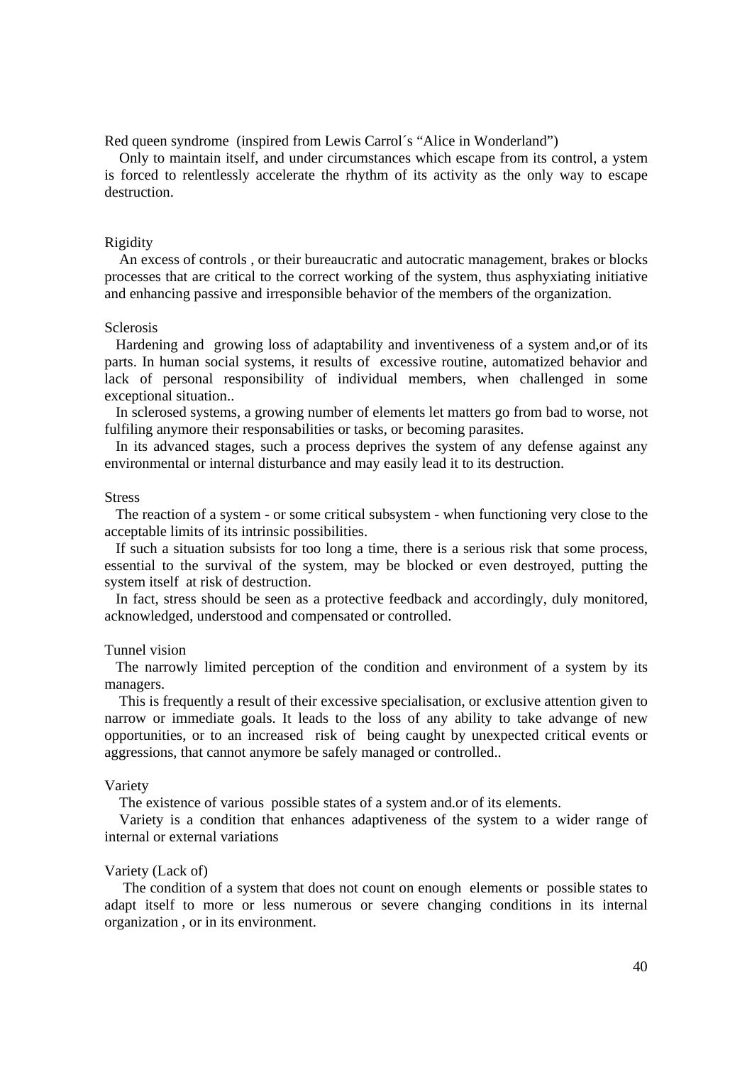Red queen syndrome (inspired from Lewis Carrol´s “Alice in Wonderland”)

Only to maintain itself, and under circumstances which escape from its control, a ystem is forced to relentlessly accelerate the rhythm of its activity as the only way to escape destruction.

Rigidity

An excess of controls , or their bureaucratic and autocratic management, brakes or blocks processes that are critical to the correct working of the system, thus asphyxiating initiative and enhancing passive and irresponsible behavior of the members of the organization.

Sclerosis

Hardening and growing loss of adaptability and inventiveness of a system and,or of its parts. In human social systems, it results of excessive routine, automatized behavior and lack of personal responsibility of individual members, when challenged in some exceptional situation..

In sclerosed systems, a growing number of elements let matters go from bad to worse, not fulfiling anymore their responsabilities or tasks, or becoming parasites.

In its advanced stages, such a process deprives the system of any defense against any environmental or internal disturbance and may easily lead it to its destruction.

Stress

The reaction of a system - or some critical subsystem - when functioning very close to the acceptable limits of its intrinsic possibilities.

If such a situation subsists for too long a time, there is a serious risk that some process, essential to the survival of the system, may be blocked or even destroyed, putting the system itself at risk of destruction.

In fact, stress should be seen as a protective feedback and accordingly, duly monitored, acknowledged, understood and compensated or controlled.

Tunnel vision

The narrowly limited perception of the condition and environment of a system by its managers.

This is frequently a result of their excessive specialisation, or exclusive attention given to narrow or immediate goals. It leads to the loss of any ability to take advange of new opportunities, or to an increased risk of being caught by unexpected critical events or aggressions, that cannot anymore be safely managed or controlled..

Variety

The existence of various possible states of a system and.or of its elements.

Variety is a condition that enhances adaptiveness of the system to a wider range of internal or external variations

Variety (Lack of)

The condition of a system that does not count on enough elements or possible states to adapt itself to more or less numerous or severe changing conditions in its internal organization , or in its environment.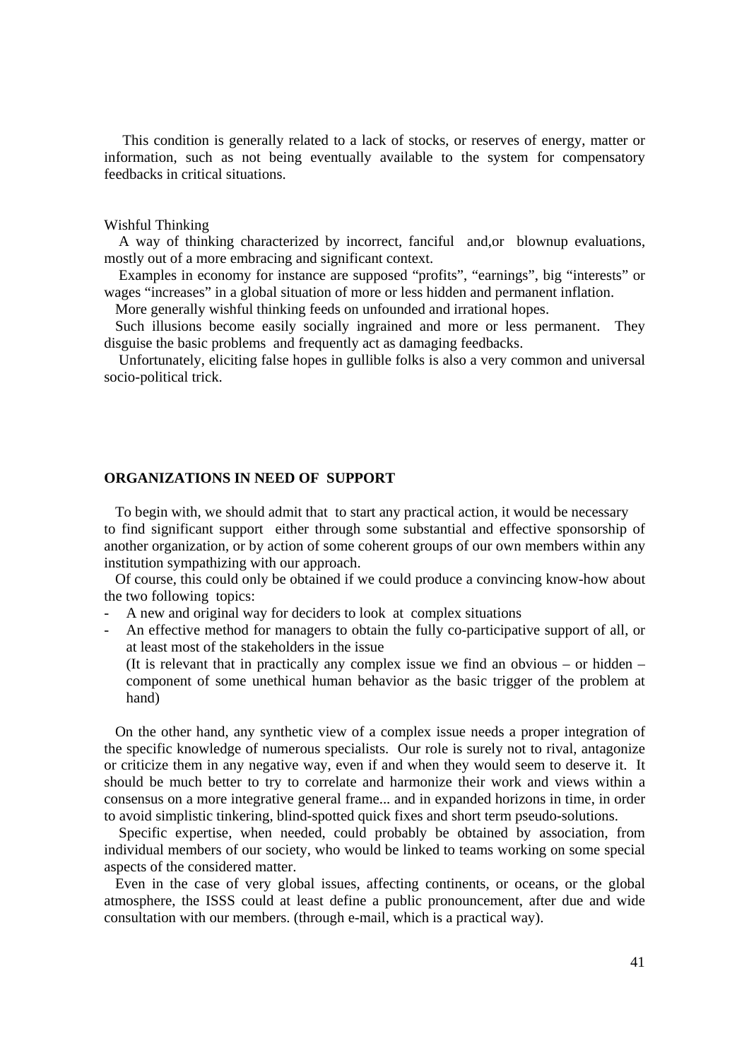This condition is generally related to a lack of stocks, or reserves of energy, matter or information, such as not being eventually available to the system for compensatory feedbacks in critical situations.

Wishful Thinking

A way of thinking characterized by incorrect, fanciful and,or blownup evaluations, mostly out of a more embracing and significant context.

Examples in economy for instance are supposed "profits", "earnings", big "interests" or wages "increases" in a global situation of more or less hidden and permanent inflation.

More generally wishful thinking feeds on unfounded and irrational hopes.

Such illusions become easily socially ingrained and more or less permanent. They disguise the basic problems and frequently act as damaging feedbacks.

Unfortunately, eliciting false hopes in gullible folks is also a very common and universal socio-political trick.

## ORGANIZATIONS IN NEED OF SUPPORT

To begin with, we should admit that to start any practical action, it would be necessary to find significant support either through some substantial and effective sponsorship of another organization, or by action of some coherent groups of our own members within any institution sympathizing with our approach.

Of course, this could only be obtained if we could produce a convincing know-how about the two following topics:

- A new and original way for deciders to look at complex situations
- An effective method for managers to obtain the fully co-participative support of all, or at least most of the stakeholders in the issue
  (It is relevant that in practically any complex issue we find an obvious – or hidden – component of some unethical human behavior as the basic trigger of the problem at hand)

On the other hand, any synthetic view of a complex issue needs a proper integration of the specific knowledge of numerous specialists. Our role is surely not to rival, antagonize or criticize them in any negative way, even if and when they would seem to deserve it. It should be much better to try to correlate and harmonize their work and views within a consensus on a more integrative general frame... and in expanded horizons in time, in order to avoid simplistic tinkering, blind-spotted quick fixes and short term pseudo-solutions.

Specific expertise, when needed, could probably be obtained by association, from individual members of our society, who would be linked to teams working on some special aspects of the considered matter.

Even in the case of very global issues, affecting continents, or oceans, or the global atmosphere, the ISSS could at least define a public pronouncement, after due and wide consultation with our members. (through e-mail, which is a practical way).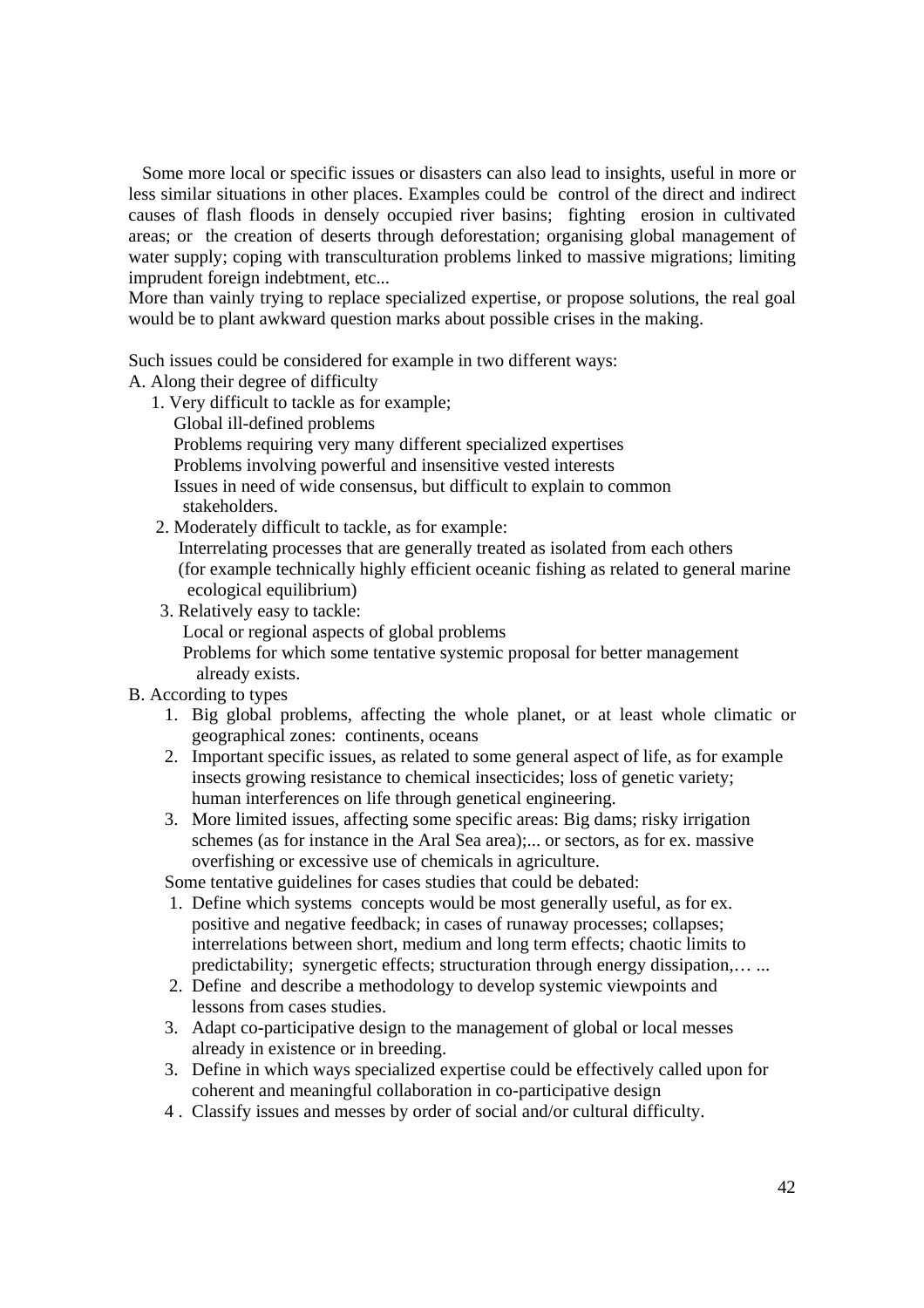Some more local or specific issues or disasters can also lead to insights, useful in more or less similar situations in other places. Examples could be control of the direct and indirect causes of flash floods in densely occupied river basins; fighting erosion in cultivated areas; or the creation of deserts through deforestation; organising global management of water supply; coping with transculturation problems linked to massive migrations; limiting imprudent foreign indebtment, etc...

More than vainly trying to replace specialized expertise, or propose solutions, the real goal would be to plant awkward question marks about possible crises in the making.

Such issues could be considered for example in two different ways:

A. Along their degree of difficulty

1. Very difficult to tackle as for example;
   - Global ill-defined problems
   - Problems requiring very many different specialized expertises
   - Problems involving powerful and insensitive vested interests
   - Issues in need of wide consensus, but difficult to explain to common stakeholders.
2. Moderately difficult to tackle, as for example:
   - Interrelating processes that are generally treated as isolated from each others (for example technically highly efficient oceanic fishing as related to general marine ecological equilibrium)
3. Relatively easy to tackle:
   - Local or regional aspects of global problems
   - Problems for which some tentative systemic proposal for better management already exists.

B. According to types

1. Big global problems, affecting the whole planet, or at least whole climatic or geographical zones: continents, oceans
2. Important specific issues, as related to some general aspect of life, as for example insects growing resistance to chemical insecticides; loss of genetic variety; human interferences on life through genetical engineering.
3. More limited issues, affecting some specific areas: Big dams; risky irrigation schemes (as for instance in the Aral Sea area);... or sectors, as for ex. massive overfishing or excessive use of chemicals in agriculture.

Some tentative guidelines for cases studies that could be debated:

1. Define which systems concepts would be most generally useful, as for ex. positive and negative feedback; in cases of runaway processes; collapses; interrelations between short, medium and long term effects; chaotic limits to predictability; synergetic effects; structuration through energy dissipation,… ...
2. Define and describe a methodology to develop systemic viewpoints and lessons from cases studies.
3. Adapt co-participative design to the management of global or local messes already in existence or in breeding.
3. Define in which ways specialized expertise could be effectively called upon for coherent and meaningful collaboration in co-participative design
4 . Classify issues and messes by order of social and/or cultural difficulty.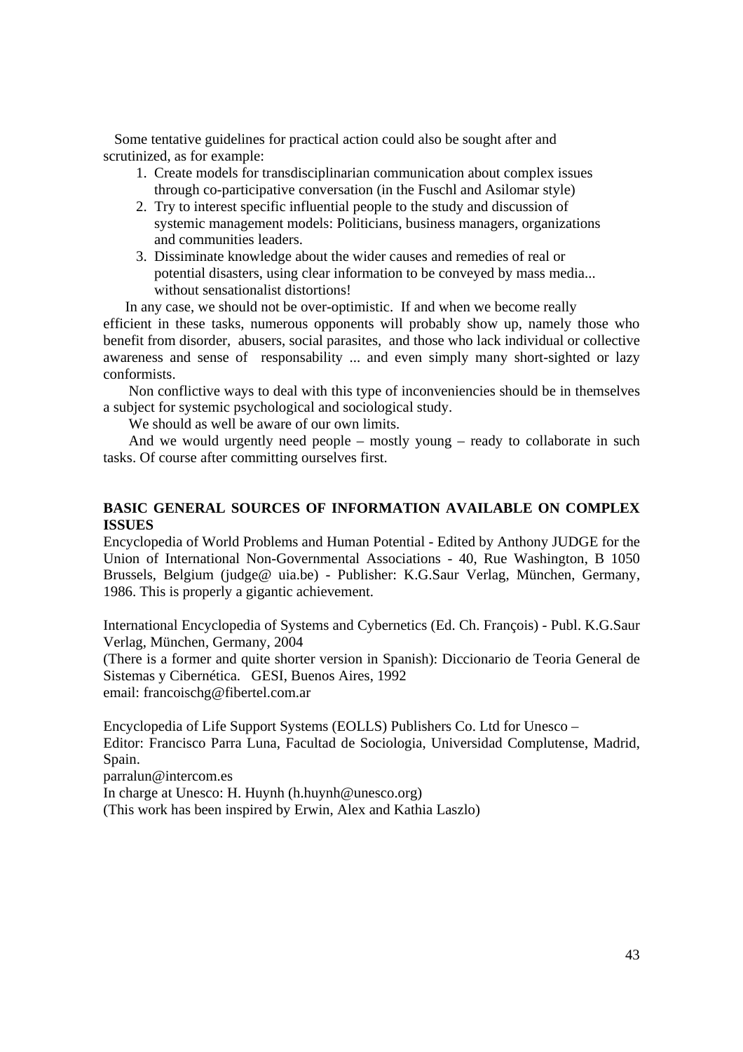Some tentative guidelines for practical action could also be sought after and scrutinized, as for example:

1. Create models for transdisciplinarian communication about complex issues through co-participative conversation (in the Fuschl and Asilomar style)
2. Try to interest specific influential people to the study and discussion of systemic management models: Politicians, business managers, organizations and communities leaders.
3. Dissiminate knowledge about the wider causes and remedies of real or potential disasters, using clear information to be conveyed by mass media... without sensationalist distortions!

In any case, we should not be over-optimistic. If and when we become really efficient in these tasks, numerous opponents will probably show up, namely those who benefit from disorder, abusers, social parasites, and those who lack individual or collective awareness and sense of responsability ... and even simply many short-sighted or lazy conformists.

Non conflictive ways to deal with this type of inconveniencies should be in themselves a subject for systemic psychological and sociological study.

We should as well be aware of our own limits.

And we would urgently need people – mostly young – ready to collaborate in such tasks. Of course after committing ourselves first.

**BASIC GENERAL SOURCES OF INFORMATION AVAILABLE ON COMPLEX ISSUES**

Encyclopedia of World Problems and Human Potential - Edited by Anthony JUDGE for the Union of International Non-Governmental Associations - 40, Rue Washington, B 1050 Brussels, Belgium (judge@ uia.be) - Publisher: K.G.Saur Verlag, München, Germany, 1986. This is properly a gigantic achievement.

International Encyclopedia of Systems and Cybernetics (Ed. Ch. François) - Publ. K.G.Saur Verlag, München, Germany, 2004
(There is a former and quite shorter version in Spanish): Diccionario de Teoria General de Sistemas y Cibernética. GESI, Buenos Aires, 1992
email: francoischg@fibertel.com.ar

Encyclopedia of Life Support Systems (EOLLS) Publishers Co. Ltd for Unesco –
Editor: Francisco Parra Luna, Facultad de Sociologia, Universidad Complutense, Madrid, Spain.
parralun@intercom.es
In charge at Unesco: H. Huynh (h.huynh@unesco.org)
(This work has been inspired by Erwin, Alex and Kathia Laszlo)